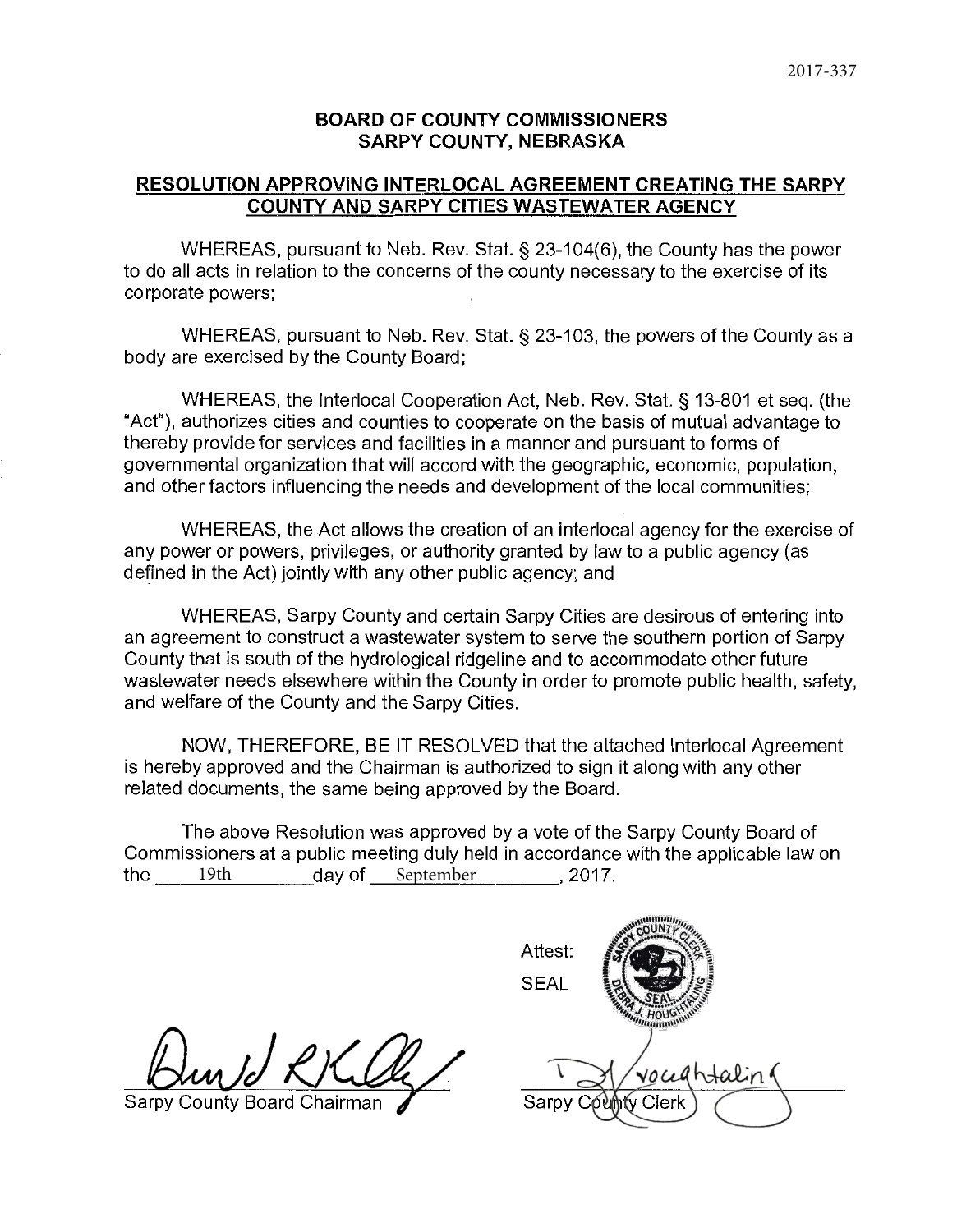2017-337

# BOARD OF COUNTY COMMISSIONERS
# SARPY COUNTY, NEBRASKA

## RESOLUTION APPROVING INTERLOCAL AGREEMENT CREATING THE SARPY COUNTY AND SARPY CITIES WASTEWATER AGENCY

WHEREAS, pursuant to Neb. Rev. Stat. § 23-104(6), the County has the power to do all acts in relation to the concerns of the county necessary to the exercise of its corporate powers;

WHEREAS, pursuant to Neb. Rev. Stat. § 23-103, the powers of the County as a body are exercised by the County Board;

WHEREAS, the Interlocal Cooperation Act, Neb. Rev. Stat. § 13-801 et seq. (the "Act"), authorizes cities and counties to cooperate on the basis of mutual advantage to thereby provide for services and facilities in a manner and pursuant to forms of governmental organization that will accord with the geographic, economic, population, and other factors influencing the needs and development of the local communities;

WHEREAS, the Act allows the creation of an interlocal agency for the exercise of any power or powers, privileges, or authority granted by law to a public agency (as defined in the Act) jointly with any other public agency; and

WHEREAS, Sarpy County and certain Sarpy Cities are desirous of entering into an agreement to construct a wastewater system to serve the southern portion of Sarpy County that is south of the hydrological ridgeline and to accommodate other future wastewater needs elsewhere within the County in order to promote public health, safety, and welfare of the County and the Sarpy Cities.

NOW, THEREFORE, BE IT RESOLVED that the attached Interlocal Agreement is hereby approved and the Chairman is authorized to sign it along with any other related documents, the same being approved by the Board.

The above Resolution was approved by a vote of the Sarpy County Board of Commissioners at a public meeting duly held in accordance with the applicable law on the 19th day of September, 2017.

Attest:

SEAL

Sarpy County Board Chairman

Sarpy County Clerk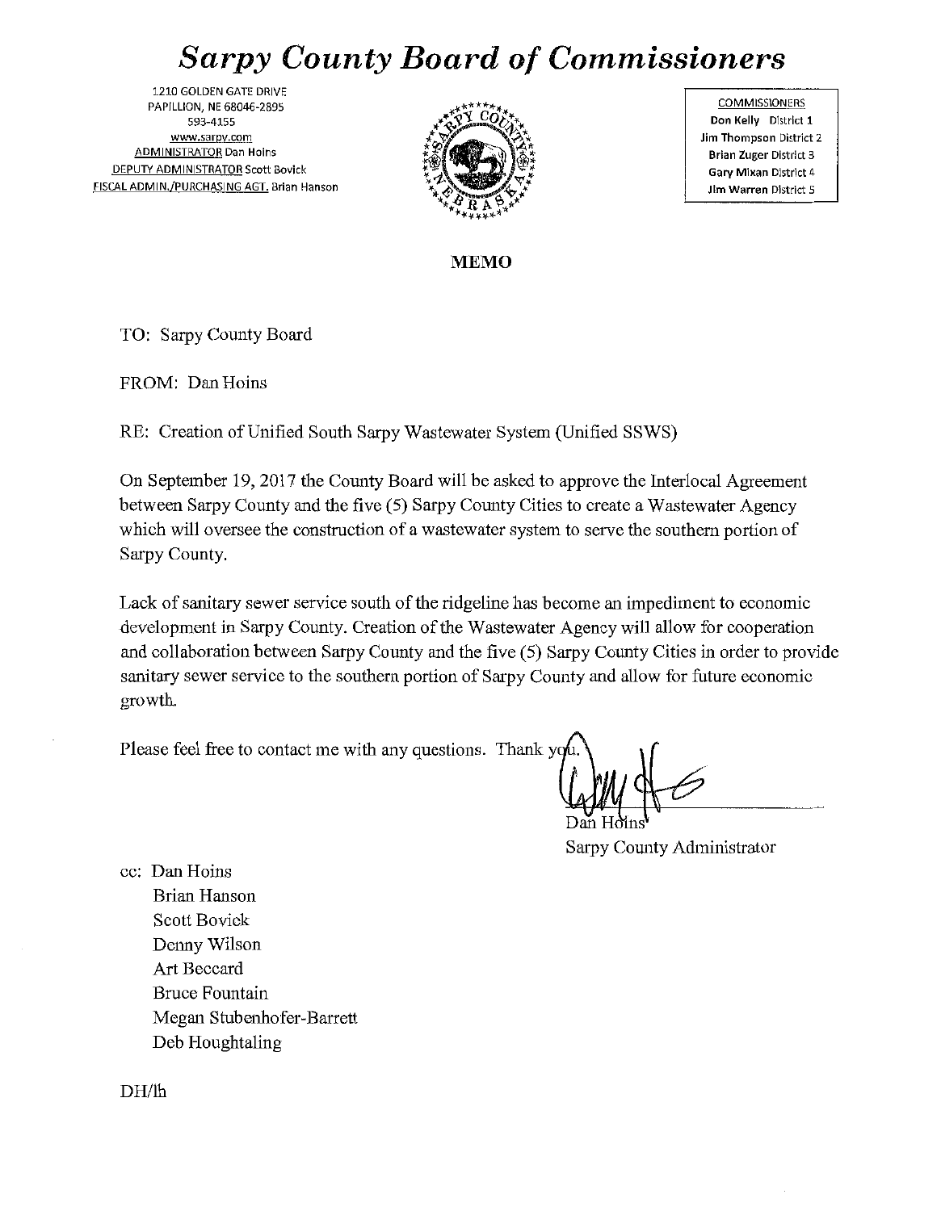# *Sarpy County Board of Commissioners*

1210 GOLDEN GATE DRIVE
PAPILLION, NE 68046-2895
593-4155
www.sarpy.com
ADMINISTRATOR Dan Hoins
DEPUTY ADMINISTRATOR Scott Bovick
FISCAL ADMIN./PURCHASING AGT. Brian Hanson

| COMMISSIONERS |
| --- |
| **Don Kelly** District 1 |
| **Jim Thompson** District 2 |
| **Brian Zuger** District 3 |
| **Gary Mixan** District 4 |
| **Jim Warren** District 5 |

**MEMO**

TO: Sarpy County Board

FROM: Dan Hoins

RE: Creation of Unified South Sarpy Wastewater System (Unified SSWS)

On September 19, 2017 the County Board will be asked to approve the Interlocal Agreement between Sarpy County and the five (5) Sarpy County Cities to create a Wastewater Agency which will oversee the construction of a wastewater system to serve the southern portion of Sarpy County.

Lack of sanitary sewer service south of the ridgeline has become an impediment to economic development in Sarpy County. Creation of the Wastewater Agency will allow for cooperation and collaboration between Sarpy County and the five (5) Sarpy County Cities in order to provide sanitary sewer service to the southern portion of Sarpy County and allow for future economic growth.

Please feel free to contact me with any questions. Thank you.

Dan Hoins
Sarpy County Administrator

cc: Dan Hoins
Brian Hanson
Scott Bovick
Denny Wilson
Art Beccard
Bruce Fountain
Megan Stubenhofer-Barrett
Deb Houghtaling

DH/lh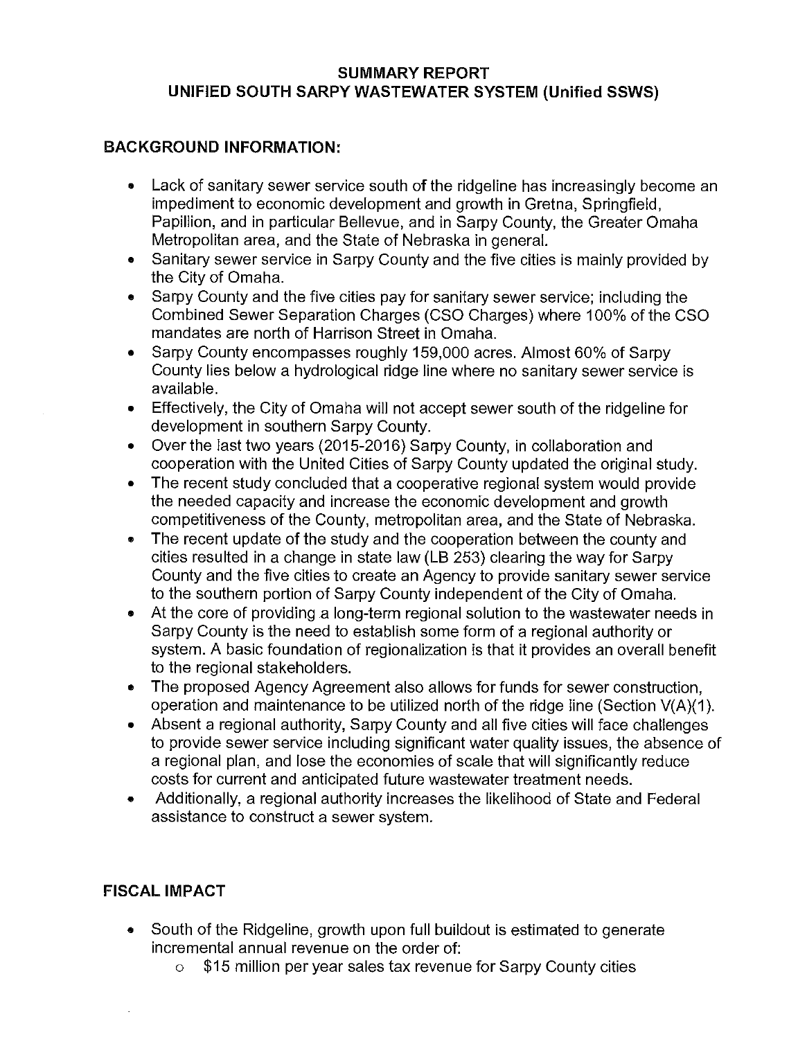# SUMMARY REPORT
# UNIFIED SOUTH SARPY WASTEWATER SYSTEM (Unified SSWS)

## BACKGROUND INFORMATION:

- Lack of sanitary sewer service south of the ridgeline has increasingly become an impediment to economic development and growth in Gretna, Springfield, Papillion, and in particular Bellevue, and in Sarpy County, the Greater Omaha Metropolitan area, and the State of Nebraska in general.
- Sanitary sewer service in Sarpy County and the five cities is mainly provided by the City of Omaha.
- Sarpy County and the five cities pay for sanitary sewer service; including the Combined Sewer Separation Charges (CSO Charges) where 100% of the CSO mandates are north of Harrison Street in Omaha.
- Sarpy County encompasses roughly 159,000 acres. Almost 60% of Sarpy County lies below a hydrological ridge line where no sanitary sewer service is available.
- Effectively, the City of Omaha will not accept sewer south of the ridgeline for development in southern Sarpy County.
- Over the last two years (2015-2016) Sarpy County, in collaboration and cooperation with the United Cities of Sarpy County updated the original study.
- The recent study concluded that a cooperative regional system would provide the needed capacity and increase the economic development and growth competitiveness of the County, metropolitan area, and the State of Nebraska.
- The recent update of the study and the cooperation between the county and cities resulted in a change in state law (LB 253) clearing the way for Sarpy County and the five cities to create an Agency to provide sanitary sewer service to the southern portion of Sarpy County independent of the City of Omaha.
- At the core of providing a long-term regional solution to the wastewater needs in Sarpy County is the need to establish some form of a regional authority or system. A basic foundation of regionalization is that it provides an overall benefit to the regional stakeholders.
- The proposed Agency Agreement also allows for funds for sewer construction, operation and maintenance to be utilized north of the ridge line (Section V(A)(1).
- Absent a regional authority, Sarpy County and all five cities will face challenges to provide sewer service including significant water quality issues, the absence of a regional plan, and lose the economies of scale that will significantly reduce costs for current and anticipated future wastewater treatment needs.
- Additionally, a regional authority increases the likelihood of State and Federal assistance to construct a sewer system.

## FISCAL IMPACT

- South of the Ridgeline, growth upon full buildout is estimated to generate incremental annual revenue on the order of:
  - $15 million per year sales tax revenue for Sarpy County cities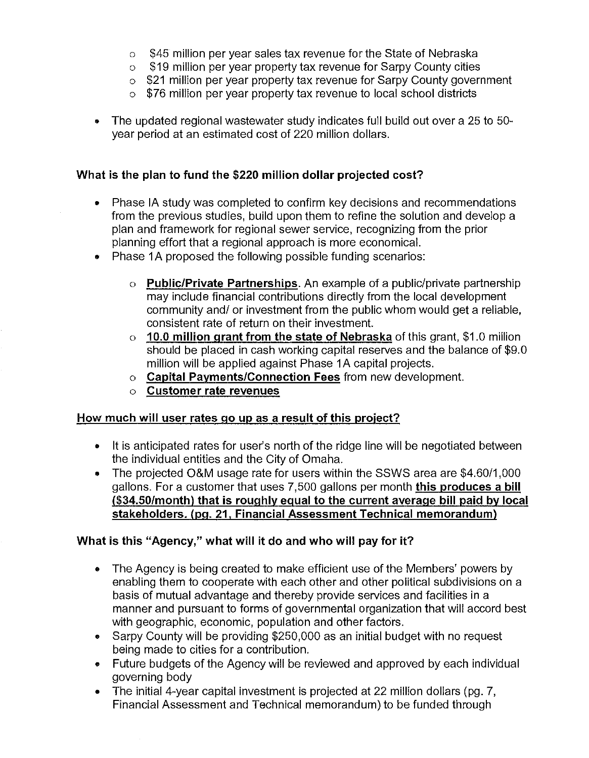- $45 million per year sales tax revenue for the State of Nebraska
- $19 million per year property tax revenue for Sarpy County cities
- $21 million per year property tax revenue for Sarpy County government
- $76 million per year property tax revenue to local school districts

- The updated regional wastewater study indicates full build out over a 25 to 50-year period at an estimated cost of 220 million dollars.

**What is the plan to fund the $220 million dollar projected cost?**

- Phase IA study was completed to confirm key decisions and recommendations from the previous studies, build upon them to refine the solution and develop a plan and framework for regional sewer service, recognizing from the prior planning effort that a regional approach is more economical.
- Phase 1A proposed the following possible funding scenarios:
  - **Public/Private Partnerships**. An example of a public/private partnership may include financial contributions directly from the local development community and/ or investment from the public whom would get a reliable, consistent rate of return on their investment.
  - **10.0 million grant from the state of Nebraska** of this grant, $1.0 million should be placed in cash working capital reserves and the balance of $9.0 million will be applied against Phase 1A capital projects.
  - **Capital Payments/Connection Fees** from new development.
  - **Customer rate revenues**

**How much will user rates go up as a result of this project?**

- It is anticipated rates for user's north of the ridge line will be negotiated between the individual entities and the City of Omaha.
- The projected O&M usage rate for users within the SSWS area are $4.60/1,000 gallons. For a customer that uses 7,500 gallons per month **this produces a bill ($34.50/month) that is roughly equal to the current average bill paid by local stakeholders. (pg. 21, Financial Assessment Technical memorandum)**

**What is this "Agency," what will it do and who will pay for it?**

- The Agency is being created to make efficient use of the Members' powers by enabling them to cooperate with each other and other political subdivisions on a basis of mutual advantage and thereby provide services and facilities in a manner and pursuant to forms of governmental organization that will accord best with geographic, economic, population and other factors.
- Sarpy County will be providing $250,000 as an initial budget with no request being made to cities for a contribution.
- Future budgets of the Agency will be reviewed and approved by each individual governing body
- The initial 4-year capital investment is projected at 22 million dollars (pg. 7, Financial Assessment and Technical memorandum) to be funded through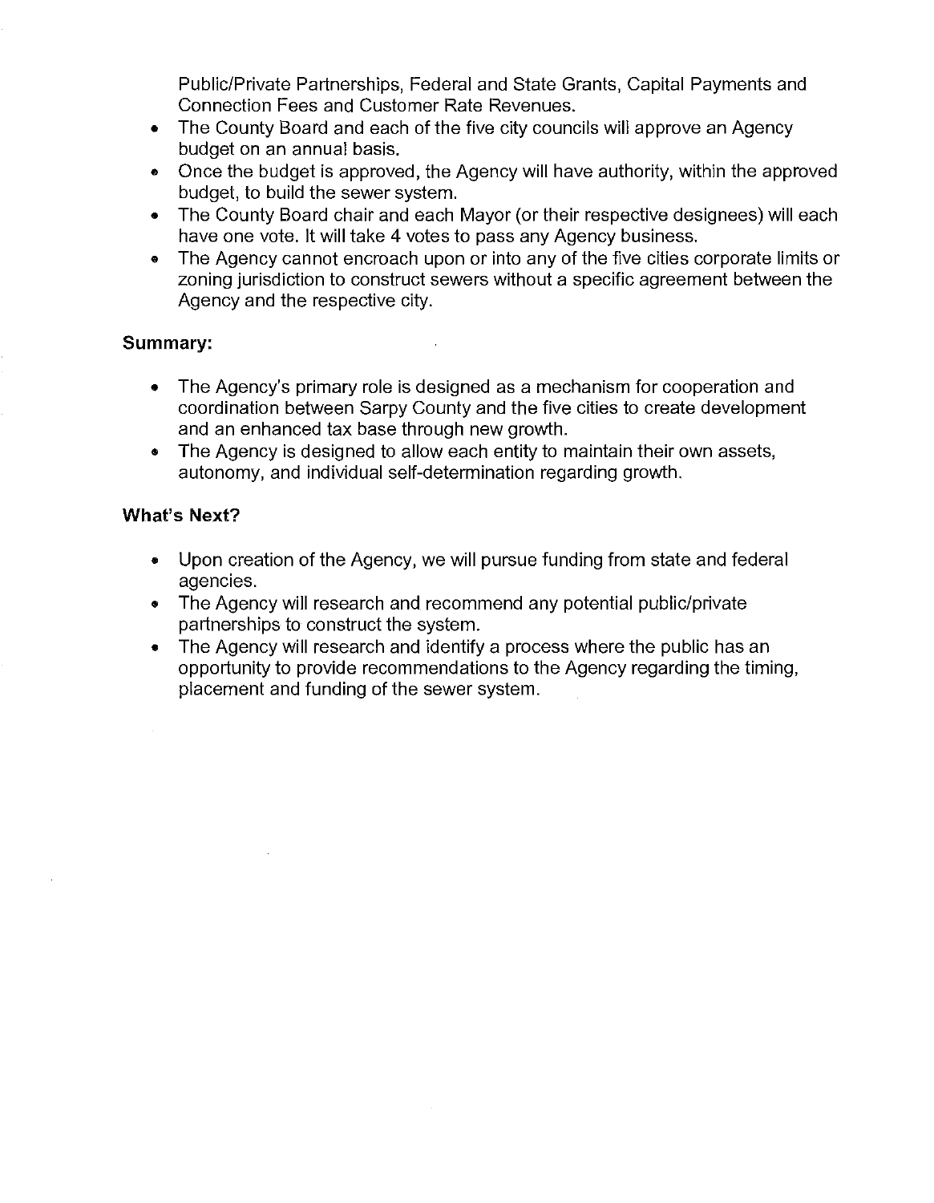Public/Private Partnerships, Federal and State Grants, Capital Payments and Connection Fees and Customer Rate Revenues.

- The County Board and each of the five city councils will approve an Agency budget on an annual basis.
- Once the budget is approved, the Agency will have authority, within the approved budget, to build the sewer system.
- The County Board chair and each Mayor (or their respective designees) will each have one vote. It will take 4 votes to pass any Agency business.
- The Agency cannot encroach upon or into any of the five cities corporate limits or zoning jurisdiction to construct sewers without a specific agreement between the Agency and the respective city.

**Summary:**

- The Agency's primary role is designed as a mechanism for cooperation and coordination between Sarpy County and the five cities to create development and an enhanced tax base through new growth.
- The Agency is designed to allow each entity to maintain their own assets, autonomy, and individual self-determination regarding growth.

**What's Next?**

- Upon creation of the Agency, we will pursue funding from state and federal agencies.
- The Agency will research and recommend any potential public/private partnerships to construct the system.
- The Agency will research and identify a process where the public has an opportunity to provide recommendations to the Agency regarding the timing, placement and funding of the sewer system.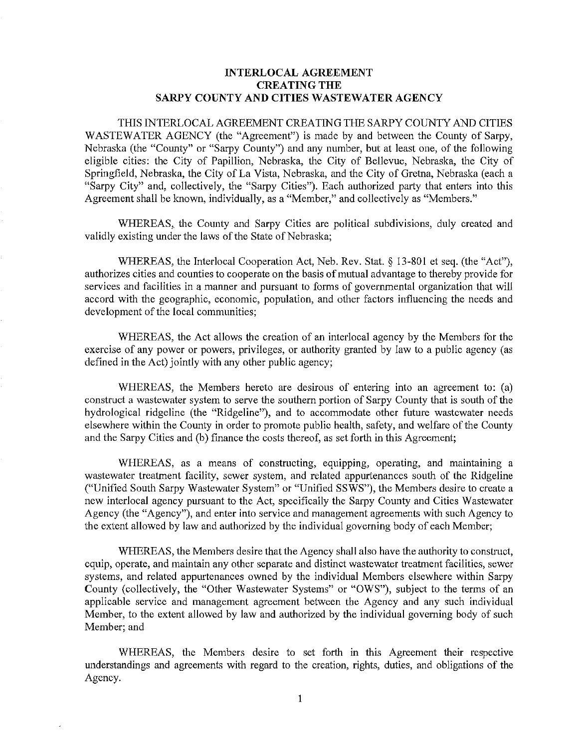# INTERLOCAL AGREEMENT CREATING THE SARPY COUNTY AND CITIES WASTEWATER AGENCY

THIS INTERLOCAL AGREEMENT CREATING THE SARPY COUNTY AND CITIES WASTEWATER AGENCY (the "Agreement") is made by and between the County of Sarpy, Nebraska (the "County" or "Sarpy County") and any number, but at least one, of the following eligible cities: the City of Papillion, Nebraska, the City of Bellevue, Nebraska, the City of Springfield, Nebraska, the City of La Vista, Nebraska, and the City of Gretna, Nebraska (each a "Sarpy City" and, collectively, the "Sarpy Cities"). Each authorized party that enters into this Agreement shall be known, individually, as a "Member," and collectively as "Members."

WHEREAS, the County and Sarpy Cities are political subdivisions, duly created and validly existing under the laws of the State of Nebraska;

WHEREAS, the Interlocal Cooperation Act, Neb. Rev. Stat. § 13-801 et seq. (the "Act"), authorizes cities and counties to cooperate on the basis of mutual advantage to thereby provide for services and facilities in a manner and pursuant to forms of governmental organization that will accord with the geographic, economic, population, and other factors influencing the needs and development of the local communities;

WHEREAS, the Act allows the creation of an interlocal agency by the Members for the exercise of any power or powers, privileges, or authority granted by law to a public agency (as defined in the Act) jointly with any other public agency;

WHEREAS, the Members hereto are desirous of entering into an agreement to: (a) construct a wastewater system to serve the southern portion of Sarpy County that is south of the hydrological ridgeline (the "Ridgeline"), and to accommodate other future wastewater needs elsewhere within the County in order to promote public health, safety, and welfare of the County and the Sarpy Cities and (b) finance the costs thereof, as set forth in this Agreement;

WHEREAS, as a means of constructing, equipping, operating, and maintaining a wastewater treatment facility, sewer system, and related appurtenances south of the Ridgeline ("Unified South Sarpy Wastewater System" or "Unified SSWS"), the Members desire to create a new interlocal agency pursuant to the Act, specifically the Sarpy County and Cities Wastewater Agency (the "Agency"), and enter into service and management agreements with such Agency to the extent allowed by law and authorized by the individual governing body of each Member;

WHEREAS, the Members desire that the Agency shall also have the authority to construct, equip, operate, and maintain any other separate and distinct wastewater treatment facilities, sewer systems, and related appurtenances owned by the individual Members elsewhere within Sarpy County (collectively, the "Other Wastewater Systems" or "OWS"), subject to the terms of an applicable service and management agreement between the Agency and any such individual Member, to the extent allowed by law and authorized by the individual governing body of such Member; and

WHEREAS, the Members desire to set forth in this Agreement their respective understandings and agreements with regard to the creation, rights, duties, and obligations of the Agency.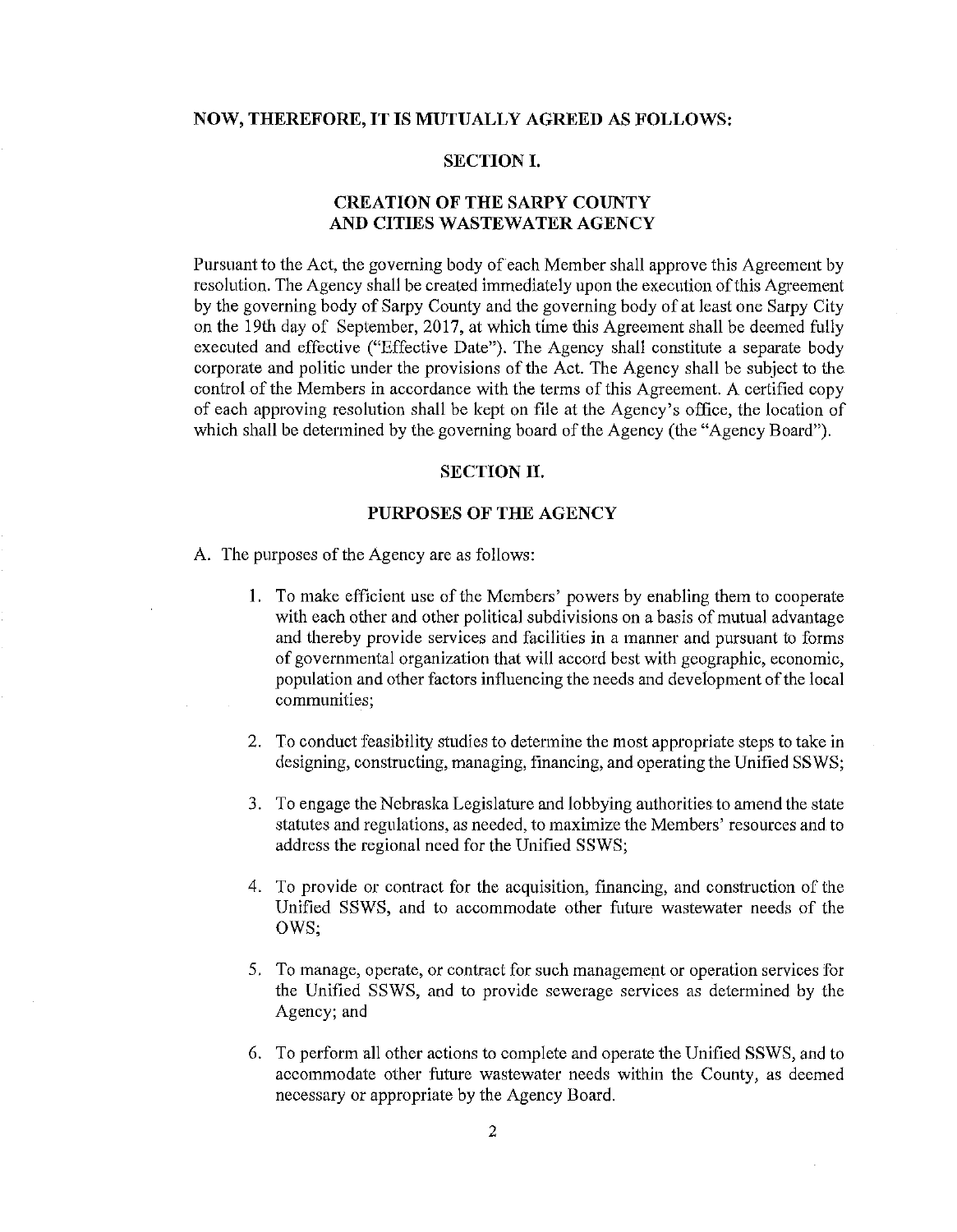**NOW, THEREFORE, IT IS MUTUALLY AGREED AS FOLLOWS:**

## SECTION I.

## CREATION OF THE SARPY COUNTY AND CITIES WASTEWATER AGENCY

Pursuant to the Act, the governing body of each Member shall approve this Agreement by resolution. The Agency shall be created immediately upon the execution of this Agreement by the governing body of Sarpy County and the governing body of at least one Sarpy City on the 19th day of September, 2017, at which time this Agreement shall be deemed fully executed and effective ("Effective Date"). The Agency shall constitute a separate body corporate and politic under the provisions of the Act. The Agency shall be subject to the control of the Members in accordance with the terms of this Agreement. A certified copy of each approving resolution shall be kept on file at the Agency's office, the location of which shall be determined by the governing board of the Agency (the "Agency Board").

## SECTION II.

## PURPOSES OF THE AGENCY

A. The purposes of the Agency are as follows:

1. To make efficient use of the Members' powers by enabling them to cooperate with each other and other political subdivisions on a basis of mutual advantage and thereby provide services and facilities in a manner and pursuant to forms of governmental organization that will accord best with geographic, economic, population and other factors influencing the needs and development of the local communities;

2. To conduct feasibility studies to determine the most appropriate steps to take in designing, constructing, managing, financing, and operating the Unified SSWS;

3. To engage the Nebraska Legislature and lobbying authorities to amend the state statutes and regulations, as needed, to maximize the Members' resources and to address the regional need for the Unified SSWS;

4. To provide or contract for the acquisition, financing, and construction of the Unified SSWS, and to accommodate other future wastewater needs of the OWS;

5. To manage, operate, or contract for such management or operation services for the Unified SSWS, and to provide sewerage services as determined by the Agency; and

6. To perform all other actions to complete and operate the Unified SSWS, and to accommodate other future wastewater needs within the County, as deemed necessary or appropriate by the Agency Board.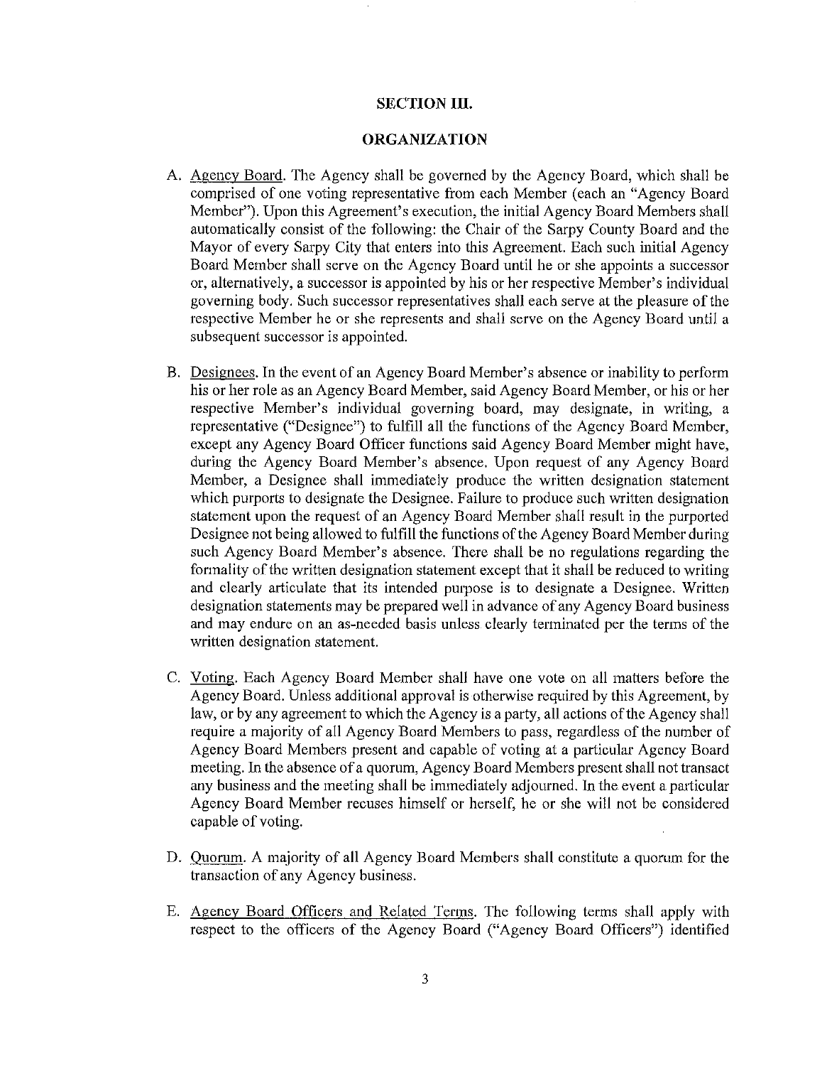## SECTION III.

## ORGANIZATION

A. Agency Board. The Agency shall be governed by the Agency Board, which shall be comprised of one voting representative from each Member (each an "Agency Board Member"). Upon this Agreement's execution, the initial Agency Board Members shall automatically consist of the following: the Chair of the Sarpy County Board and the Mayor of every Sarpy City that enters into this Agreement. Each such initial Agency Board Member shall serve on the Agency Board until he or she appoints a successor or, alternatively, a successor is appointed by his or her respective Member's individual governing body. Such successor representatives shall each serve at the pleasure of the respective Member he or she represents and shall serve on the Agency Board until a subsequent successor is appointed.

B. Designees. In the event of an Agency Board Member's absence or inability to perform his or her role as an Agency Board Member, said Agency Board Member, or his or her respective Member's individual governing board, may designate, in writing, a representative ("Designee") to fulfill all the functions of the Agency Board Member, except any Agency Board Officer functions said Agency Board Member might have, during the Agency Board Member's absence. Upon request of any Agency Board Member, a Designee shall immediately produce the written designation statement which purports to designate the Designee. Failure to produce such written designation statement upon the request of an Agency Board Member shall result in the purported Designee not being allowed to fulfill the functions of the Agency Board Member during such Agency Board Member's absence. There shall be no regulations regarding the formality of the written designation statement except that it shall be reduced to writing and clearly articulate that its intended purpose is to designate a Designee. Written designation statements may be prepared well in advance of any Agency Board business and may endure on an as-needed basis unless clearly terminated per the terms of the written designation statement.

C. Voting. Each Agency Board Member shall have one vote on all matters before the Agency Board. Unless additional approval is otherwise required by this Agreement, by law, or by any agreement to which the Agency is a party, all actions of the Agency shall require a majority of all Agency Board Members to pass, regardless of the number of Agency Board Members present and capable of voting at a particular Agency Board meeting. In the absence of a quorum, Agency Board Members present shall not transact any business and the meeting shall be immediately adjourned. In the event a particular Agency Board Member recuses himself or herself, he or she will not be considered capable of voting.

D. Quorum. A majority of all Agency Board Members shall constitute a quorum for the transaction of any Agency business.

E. Agency Board Officers and Related Terms. The following terms shall apply with respect to the officers of the Agency Board ("Agency Board Officers") identified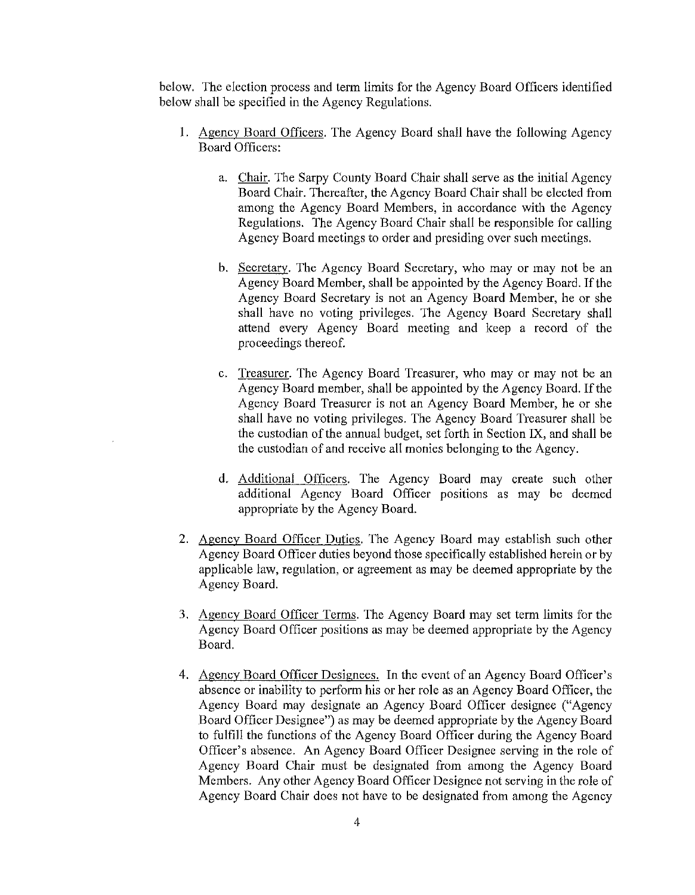below. The election process and term limits for the Agency Board Officers identified below shall be specified in the Agency Regulations.

1. Agency Board Officers. The Agency Board shall have the following Agency Board Officers:

    a. Chair. The Sarpy County Board Chair shall serve as the initial Agency Board Chair. Thereafter, the Agency Board Chair shall be elected from among the Agency Board Members, in accordance with the Agency Regulations. The Agency Board Chair shall be responsible for calling Agency Board meetings to order and presiding over such meetings.

    b. Secretary. The Agency Board Secretary, who may or may not be an Agency Board Member, shall be appointed by the Agency Board. If the Agency Board Secretary is not an Agency Board Member, he or she shall have no voting privileges. The Agency Board Secretary shall attend every Agency Board meeting and keep a record of the proceedings thereof.

    c. Treasurer. The Agency Board Treasurer, who may or may not be an Agency Board member, shall be appointed by the Agency Board. If the Agency Board Treasurer is not an Agency Board Member, he or she shall have no voting privileges. The Agency Board Treasurer shall be the custodian of the annual budget, set forth in Section IX, and shall be the custodian of and receive all monies belonging to the Agency.

    d. Additional Officers. The Agency Board may create such other additional Agency Board Officer positions as may be deemed appropriate by the Agency Board.

2. Agency Board Officer Duties. The Agency Board may establish such other Agency Board Officer duties beyond those specifically established herein or by applicable law, regulation, or agreement as may be deemed appropriate by the Agency Board.

3. Agency Board Officer Terms. The Agency Board may set term limits for the Agency Board Officer positions as may be deemed appropriate by the Agency Board.

4. Agency Board Officer Designees. In the event of an Agency Board Officer's absence or inability to perform his or her role as an Agency Board Officer, the Agency Board may designate an Agency Board Officer designee ("Agency Board Officer Designee") as may be deemed appropriate by the Agency Board to fulfill the functions of the Agency Board Officer during the Agency Board Officer's absence. An Agency Board Officer Designee serving in the role of Agency Board Chair must be designated from among the Agency Board Members. Any other Agency Board Officer Designee not serving in the role of Agency Board Chair does not have to be designated from among the Agency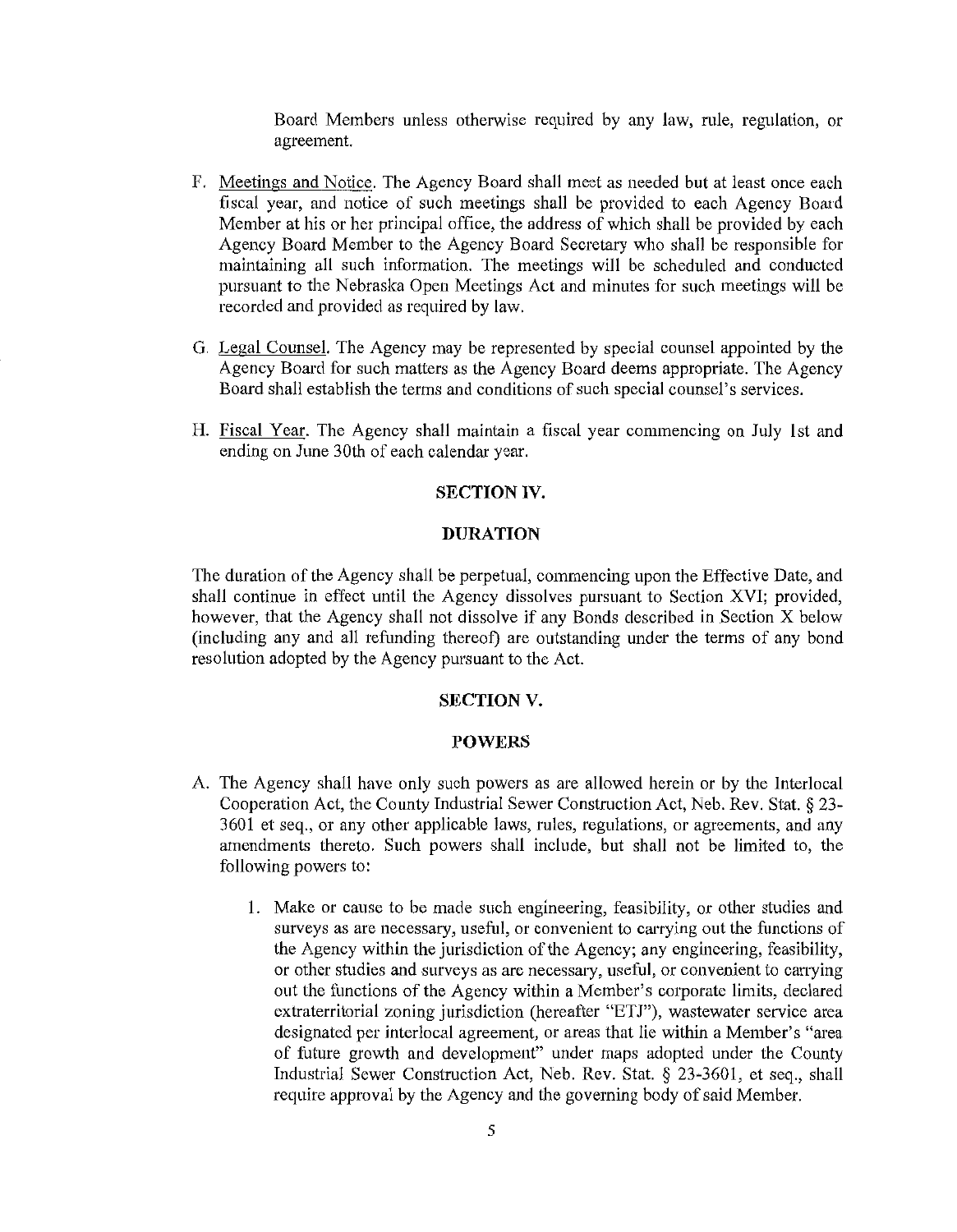Board Members unless otherwise required by any law, rule, regulation, or agreement.

F. Meetings and Notice. The Agency Board shall meet as needed but at least once each fiscal year, and notice of such meetings shall be provided to each Agency Board Member at his or her principal office, the address of which shall be provided by each Agency Board Member to the Agency Board Secretary who shall be responsible for maintaining all such information. The meetings will be scheduled and conducted pursuant to the Nebraska Open Meetings Act and minutes for such meetings will be recorded and provided as required by law.

G. Legal Counsel. The Agency may be represented by special counsel appointed by the Agency Board for such matters as the Agency Board deems appropriate. The Agency Board shall establish the terms and conditions of such special counsel's services.

H. Fiscal Year. The Agency shall maintain a fiscal year commencing on July 1st and ending on June 30th of each calendar year.

## SECTION IV.

## DURATION

The duration of the Agency shall be perpetual, commencing upon the Effective Date, and shall continue in effect until the Agency dissolves pursuant to Section XVI; provided, however, that the Agency shall not dissolve if any Bonds described in Section X below (including any and all refunding thereof) are outstanding under the terms of any bond resolution adopted by the Agency pursuant to the Act.

## SECTION V.

## POWERS

A. The Agency shall have only such powers as are allowed herein or by the Interlocal Cooperation Act, the County Industrial Sewer Construction Act, Neb. Rev. Stat. § 23-3601 et seq., or any other applicable laws, rules, regulations, or agreements, and any amendments thereto. Such powers shall include, but shall not be limited to, the following powers to:

   1. Make or cause to be made such engineering, feasibility, or other studies and surveys as are necessary, useful, or convenient to carrying out the functions of the Agency within the jurisdiction of the Agency; any engineering, feasibility, or other studies and surveys as are necessary, useful, or convenient to carrying out the functions of the Agency within a Member's corporate limits, declared extraterritorial zoning jurisdiction (hereafter "ETJ"), wastewater service area designated per interlocal agreement, or areas that lie within a Member's "area of future growth and development" under maps adopted under the County Industrial Sewer Construction Act, Neb. Rev. Stat. § 23-3601, et seq., shall require approval by the Agency and the governing body of said Member.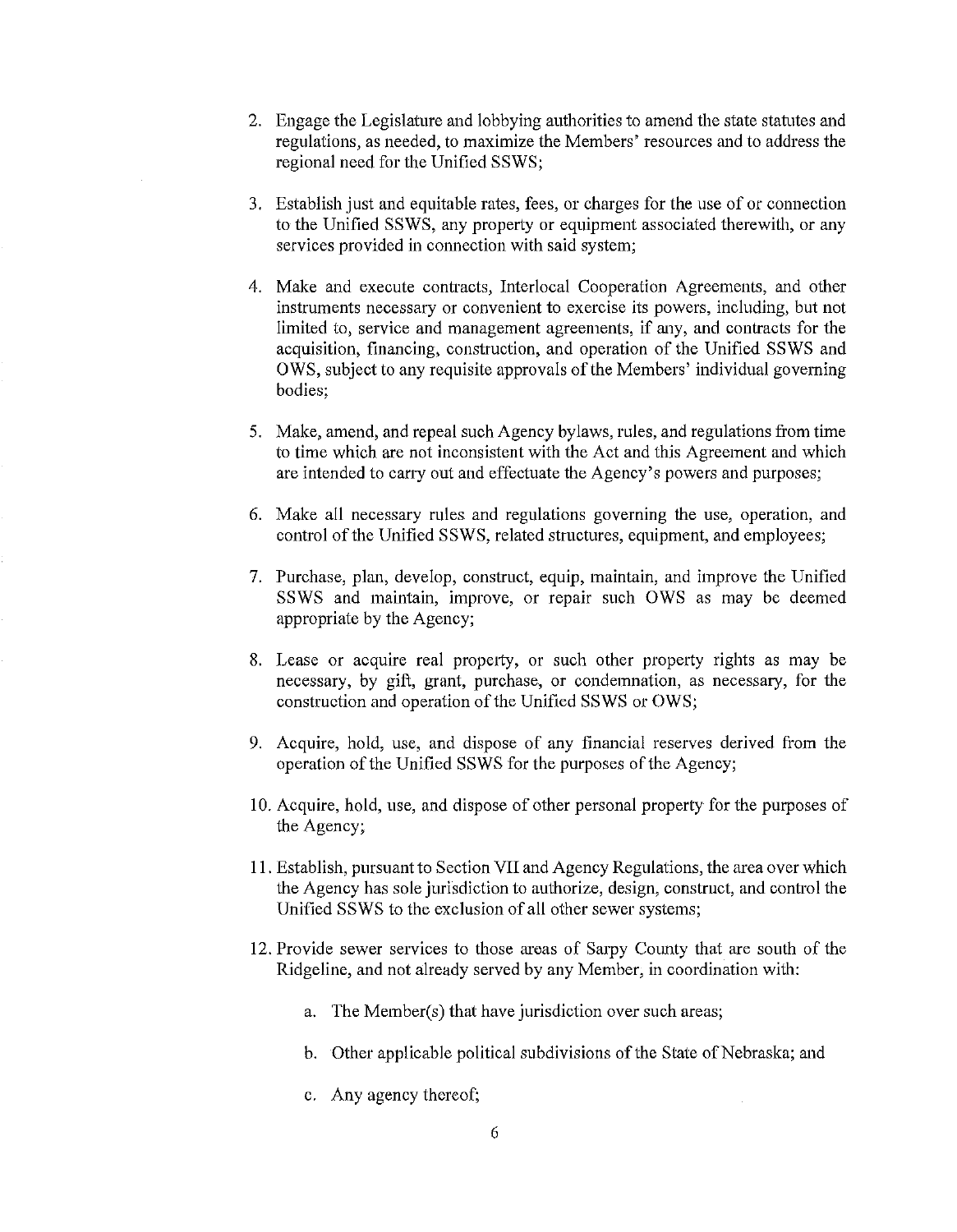2. Engage the Legislature and lobbying authorities to amend the state statutes and regulations, as needed, to maximize the Members' resources and to address the regional need for the Unified SSWS;

3. Establish just and equitable rates, fees, or charges for the use of or connection to the Unified SSWS, any property or equipment associated therewith, or any services provided in connection with said system;

4. Make and execute contracts, Interlocal Cooperation Agreements, and other instruments necessary or convenient to exercise its powers, including, but not limited to, service and management agreements, if any, and contracts for the acquisition, financing, construction, and operation of the Unified SSWS and OWS, subject to any requisite approvals of the Members' individual governing bodies;

5. Make, amend, and repeal such Agency bylaws, rules, and regulations from time to time which are not inconsistent with the Act and this Agreement and which are intended to carry out and effectuate the Agency's powers and purposes;

6. Make all necessary rules and regulations governing the use, operation, and control of the Unified SSWS, related structures, equipment, and employees;

7. Purchase, plan, develop, construct, equip, maintain, and improve the Unified SSWS and maintain, improve, or repair such OWS as may be deemed appropriate by the Agency;

8. Lease or acquire real property, or such other property rights as may be necessary, by gift, grant, purchase, or condemnation, as necessary, for the construction and operation of the Unified SSWS or OWS;

9. Acquire, hold, use, and dispose of any financial reserves derived from the operation of the Unified SSWS for the purposes of the Agency;

10. Acquire, hold, use, and dispose of other personal property for the purposes of the Agency;

11. Establish, pursuant to Section VII and Agency Regulations, the area over which the Agency has sole jurisdiction to authorize, design, construct, and control the Unified SSWS to the exclusion of all other sewer systems;

12. Provide sewer services to those areas of Sarpy County that are south of the Ridgeline, and not already served by any Member, in coordination with:

    a. The Member(s) that have jurisdiction over such areas;

    b. Other applicable political subdivisions of the State of Nebraska; and

    c. Any agency thereof;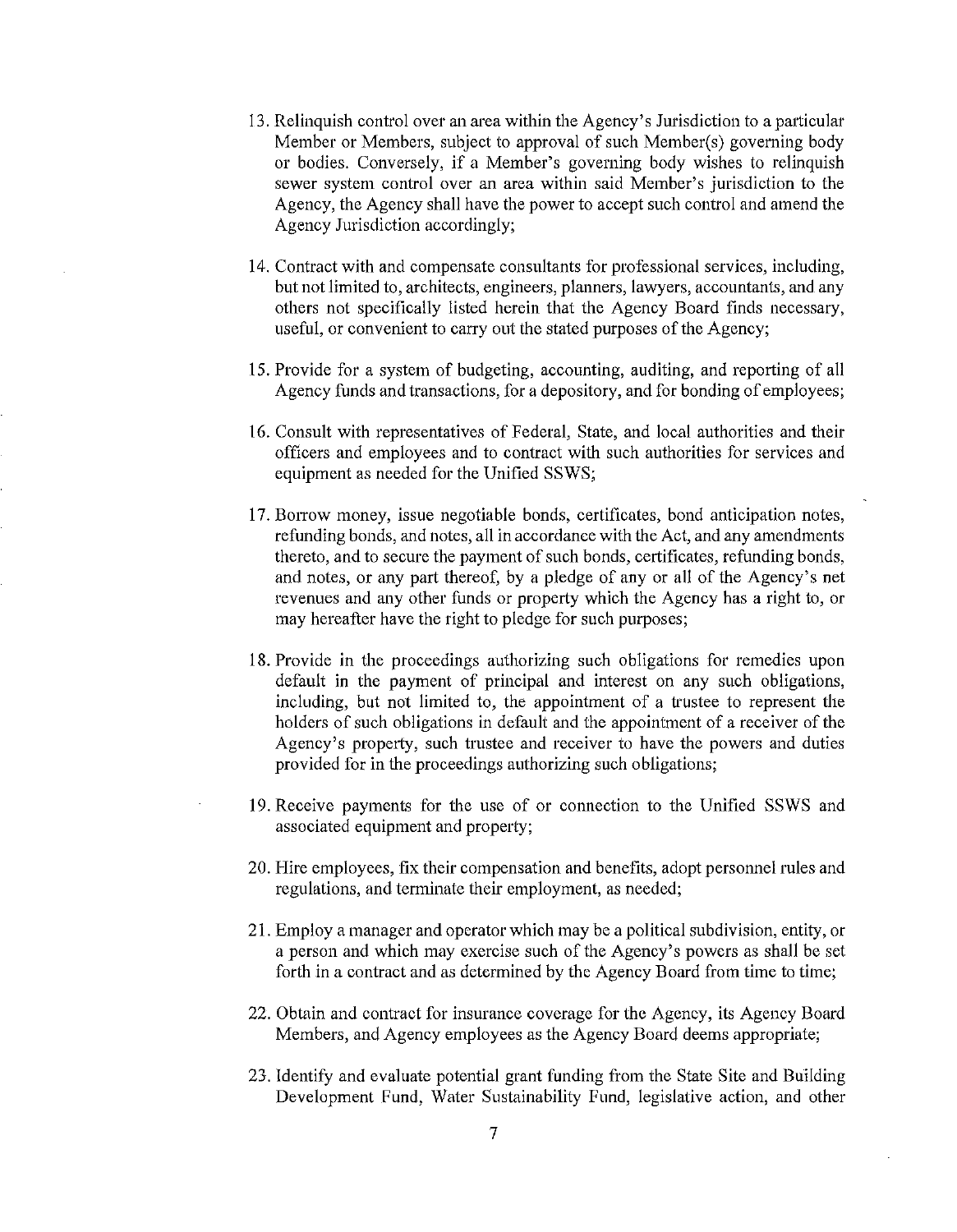13. Relinquish control over an area within the Agency's Jurisdiction to a particular Member or Members, subject to approval of such Member(s) governing body or bodies. Conversely, if a Member's governing body wishes to relinquish sewer system control over an area within said Member's jurisdiction to the Agency, the Agency shall have the power to accept such control and amend the Agency Jurisdiction accordingly;

14. Contract with and compensate consultants for professional services, including, but not limited to, architects, engineers, planners, lawyers, accountants, and any others not specifically listed herein that the Agency Board finds necessary, useful, or convenient to carry out the stated purposes of the Agency;

15. Provide for a system of budgeting, accounting, auditing, and reporting of all Agency funds and transactions, for a depository, and for bonding of employees;

16. Consult with representatives of Federal, State, and local authorities and their officers and employees and to contract with such authorities for services and equipment as needed for the Unified SSWS;

17. Borrow money, issue negotiable bonds, certificates, bond anticipation notes, refunding bonds, and notes, all in accordance with the Act, and any amendments thereto, and to secure the payment of such bonds, certificates, refunding bonds, and notes, or any part thereof, by a pledge of any or all of the Agency's net revenues and any other funds or property which the Agency has a right to, or may hereafter have the right to pledge for such purposes;

18. Provide in the proceedings authorizing such obligations for remedies upon default in the payment of principal and interest on any such obligations, including, but not limited to, the appointment of a trustee to represent the holders of such obligations in default and the appointment of a receiver of the Agency's property, such trustee and receiver to have the powers and duties provided for in the proceedings authorizing such obligations;

19. Receive payments for the use of or connection to the Unified SSWS and associated equipment and property;

20. Hire employees, fix their compensation and benefits, adopt personnel rules and regulations, and terminate their employment, as needed;

21. Employ a manager and operator which may be a political subdivision, entity, or a person and which may exercise such of the Agency's powers as shall be set forth in a contract and as determined by the Agency Board from time to time;

22. Obtain and contract for insurance coverage for the Agency, its Agency Board Members, and Agency employees as the Agency Board deems appropriate;

23. Identify and evaluate potential grant funding from the State Site and Building Development Fund, Water Sustainability Fund, legislative action, and other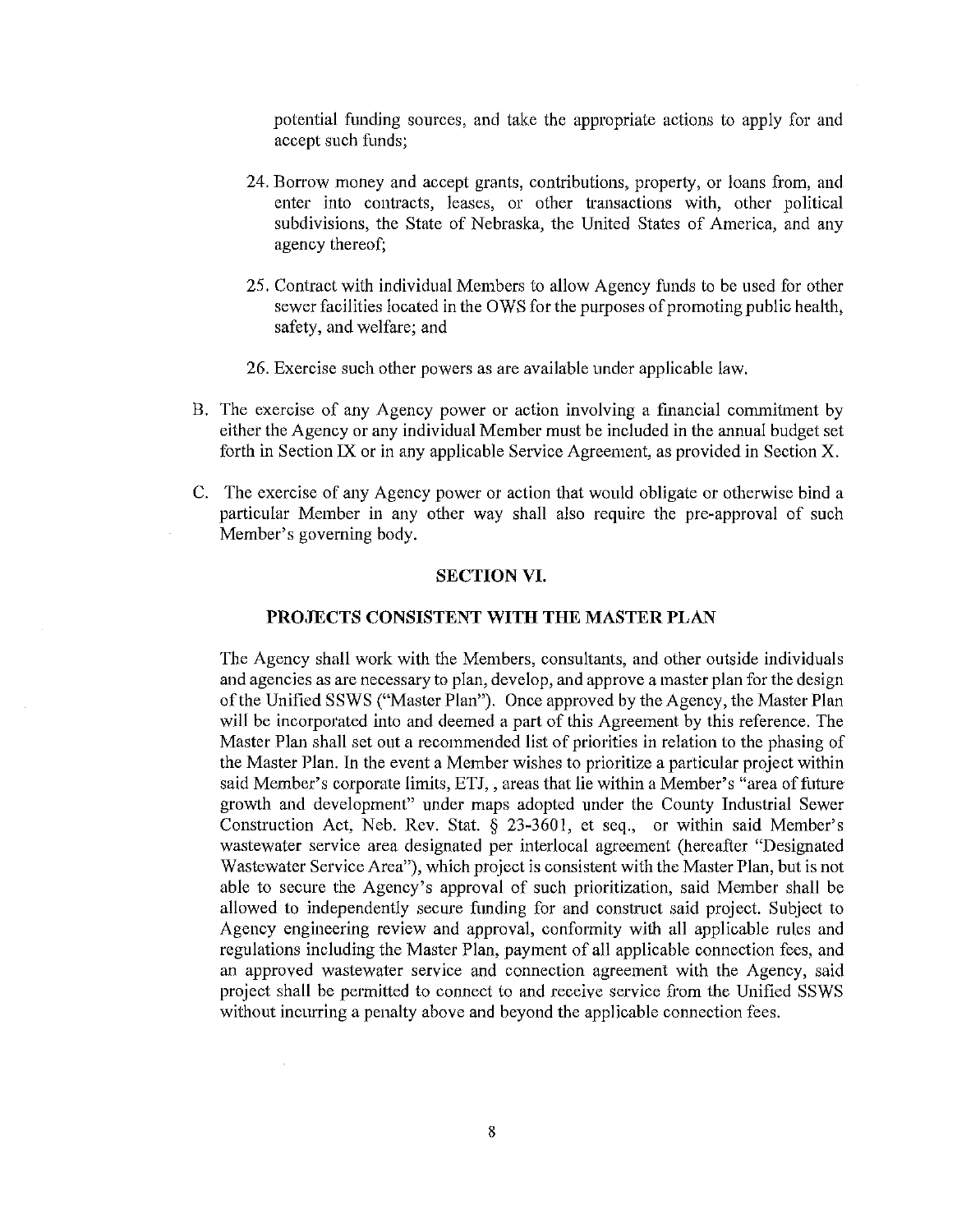potential funding sources, and take the appropriate actions to apply for and accept such funds;

24. Borrow money and accept grants, contributions, property, or loans from, and enter into contracts, leases, or other transactions with, other political subdivisions, the State of Nebraska, the United States of America, and any agency thereof;

25. Contract with individual Members to allow Agency funds to be used for other sewer facilities located in the OWS for the purposes of promoting public health, safety, and welfare; and

26. Exercise such other powers as are available under applicable law.

B. The exercise of any Agency power or action involving a financial commitment by either the Agency or any individual Member must be included in the annual budget set forth in Section IX or in any applicable Service Agreement, as provided in Section X.

C. The exercise of any Agency power or action that would obligate or otherwise bind a particular Member in any other way shall also require the pre-approval of such Member's governing body.

## SECTION VI.

## PROJECTS CONSISTENT WITH THE MASTER PLAN

The Agency shall work with the Members, consultants, and other outside individuals and agencies as are necessary to plan, develop, and approve a master plan for the design of the Unified SSWS ("Master Plan"). Once approved by the Agency, the Master Plan will be incorporated into and deemed a part of this Agreement by this reference. The Master Plan shall set out a recommended list of priorities in relation to the phasing of the Master Plan. In the event a Member wishes to prioritize a particular project within said Member's corporate limits, ETJ, , areas that lie within a Member's "area of future growth and development" under maps adopted under the County Industrial Sewer Construction Act, Neb. Rev. Stat. § 23-3601, et seq., or within said Member's wastewater service area designated per interlocal agreement (hereafter "Designated Wastewater Service Area"), which project is consistent with the Master Plan, but is not able to secure the Agency's approval of such prioritization, said Member shall be allowed to independently secure funding for and construct said project. Subject to Agency engineering review and approval, conformity with all applicable rules and regulations including the Master Plan, payment of all applicable connection fees, and an approved wastewater service and connection agreement with the Agency, said project shall be permitted to connect to and receive service from the Unified SSWS without incurring a penalty above and beyond the applicable connection fees.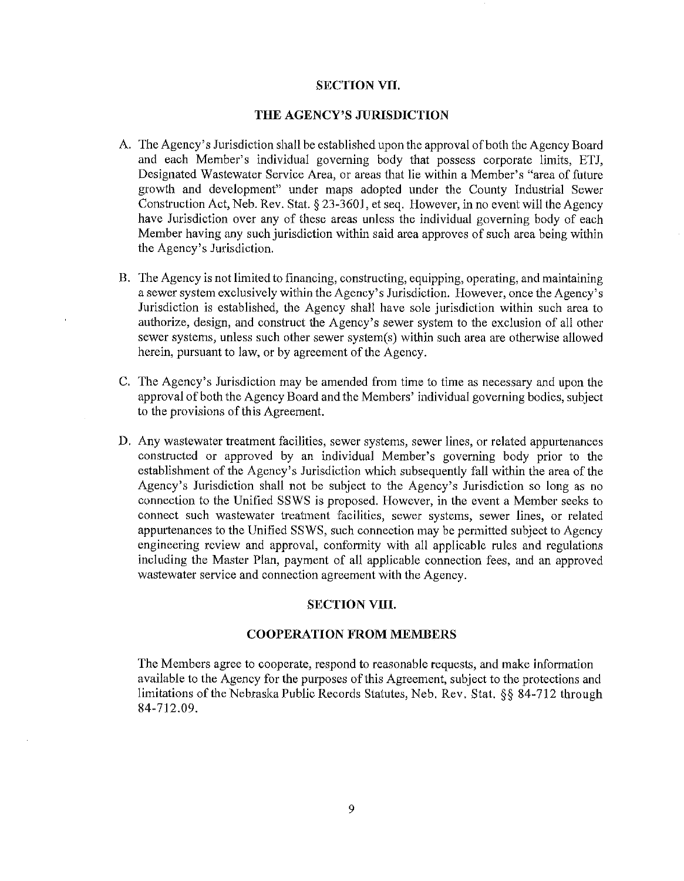## SECTION VII.

## THE AGENCY'S JURISDICTION

A. The Agency's Jurisdiction shall be established upon the approval of both the Agency Board and each Member's individual governing body that possess corporate limits, ETJ, Designated Wastewater Service Area, or areas that lie within a Member's "area of future growth and development" under maps adopted under the County Industrial Sewer Construction Act, Neb. Rev. Stat. § 23-3601, et seq. However, in no event will the Agency have Jurisdiction over any of these areas unless the individual governing body of each Member having any such jurisdiction within said area approves of such area being within the Agency's Jurisdiction.

B. The Agency is not limited to financing, constructing, equipping, operating, and maintaining a sewer system exclusively within the Agency's Jurisdiction. However, once the Agency's Jurisdiction is established, the Agency shall have sole jurisdiction within such area to authorize, design, and construct the Agency's sewer system to the exclusion of all other sewer systems, unless such other sewer system(s) within such area are otherwise allowed herein, pursuant to law, or by agreement of the Agency.

C. The Agency's Jurisdiction may be amended from time to time as necessary and upon the approval of both the Agency Board and the Members' individual governing bodies, subject to the provisions of this Agreement.

D. Any wastewater treatment facilities, sewer systems, sewer lines, or related appurtenances constructed or approved by an individual Member's governing body prior to the establishment of the Agency's Jurisdiction which subsequently fall within the area of the Agency's Jurisdiction shall not be subject to the Agency's Jurisdiction so long as no connection to the Unified SSWS is proposed. However, in the event a Member seeks to connect such wastewater treatment facilities, sewer systems, sewer lines, or related appurtenances to the Unified SSWS, such connection may be permitted subject to Agency engineering review and approval, conformity with all applicable rules and regulations including the Master Plan, payment of all applicable connection fees, and an approved wastewater service and connection agreement with the Agency.

## SECTION VIII.

## COOPERATION FROM MEMBERS

The Members agree to cooperate, respond to reasonable requests, and make information available to the Agency for the purposes of this Agreement, subject to the protections and limitations of the Nebraska Public Records Statutes, Neb. Rev. Stat. §§ 84-712 through 84-712.09.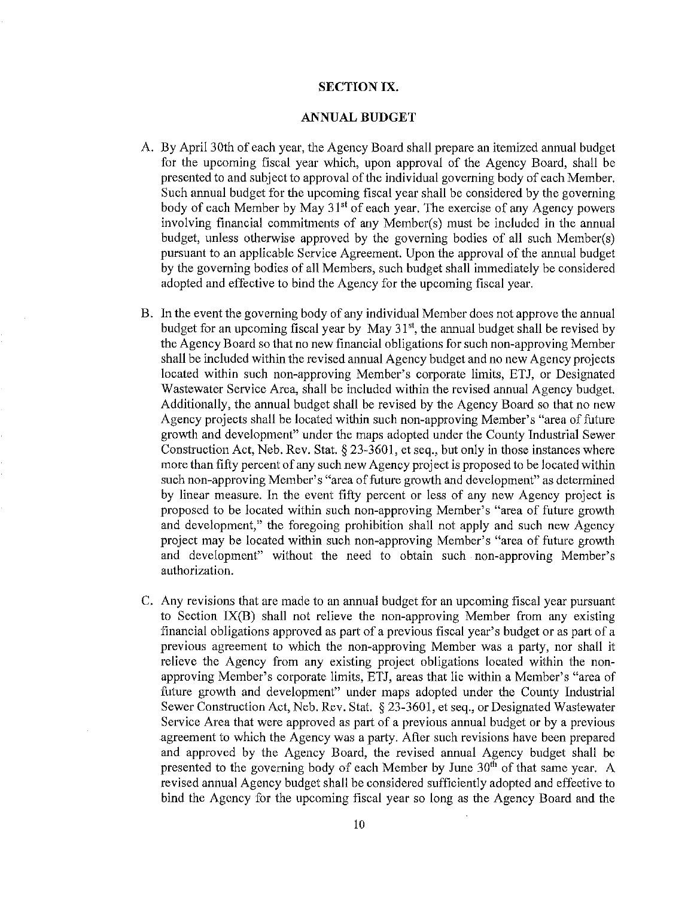## SECTION IX.

## ANNUAL BUDGET

A. By April 30th of each year, the Agency Board shall prepare an itemized annual budget for the upcoming fiscal year which, upon approval of the Agency Board, shall be presented to and subject to approval of the individual governing body of each Member. Such annual budget for the upcoming fiscal year shall be considered by the governing body of each Member by May 31st of each year. The exercise of any Agency powers involving financial commitments of any Member(s) must be included in the annual budget, unless otherwise approved by the governing bodies of all such Member(s) pursuant to an applicable Service Agreement. Upon the approval of the annual budget by the governing bodies of all Members, such budget shall immediately be considered adopted and effective to bind the Agency for the upcoming fiscal year.

B. In the event the governing body of any individual Member does not approve the annual budget for an upcoming fiscal year by May 31st, the annual budget shall be revised by the Agency Board so that no new financial obligations for such non-approving Member shall be included within the revised annual Agency budget and no new Agency projects located within such non-approving Member's corporate limits, ETJ, or Designated Wastewater Service Area, shall be included within the revised annual Agency budget. Additionally, the annual budget shall be revised by the Agency Board so that no new Agency projects shall be located within such non-approving Member's "area of future growth and development" under the maps adopted under the County Industrial Sewer Construction Act, Neb. Rev. Stat. § 23-3601, et seq., but only in those instances where more than fifty percent of any such new Agency project is proposed to be located within such non-approving Member's "area of future growth and development" as determined by linear measure. In the event fifty percent or less of any new Agency project is proposed to be located within such non-approving Member's "area of future growth and development," the foregoing prohibition shall not apply and such new Agency project may be located within such non-approving Member's "area of future growth and development" without the need to obtain such non-approving Member's authorization.

C. Any revisions that are made to an annual budget for an upcoming fiscal year pursuant to Section IX(B) shall not relieve the non-approving Member from any existing financial obligations approved as part of a previous fiscal year's budget or as part of a previous agreement to which the non-approving Member was a party, nor shall it relieve the Agency from any existing project obligations located within the non-approving Member's corporate limits, ETJ, areas that lie within a Member's "area of future growth and development" under maps adopted under the County Industrial Sewer Construction Act, Neb. Rev. Stat. § 23-3601, et seq., or Designated Wastewater Service Area that were approved as part of a previous annual budget or by a previous agreement to which the Agency was a party. After such revisions have been prepared and approved by the Agency Board, the revised annual Agency budget shall be presented to the governing body of each Member by June 30th of that same year. A revised annual Agency budget shall be considered sufficiently adopted and effective to bind the Agency for the upcoming fiscal year so long as the Agency Board and the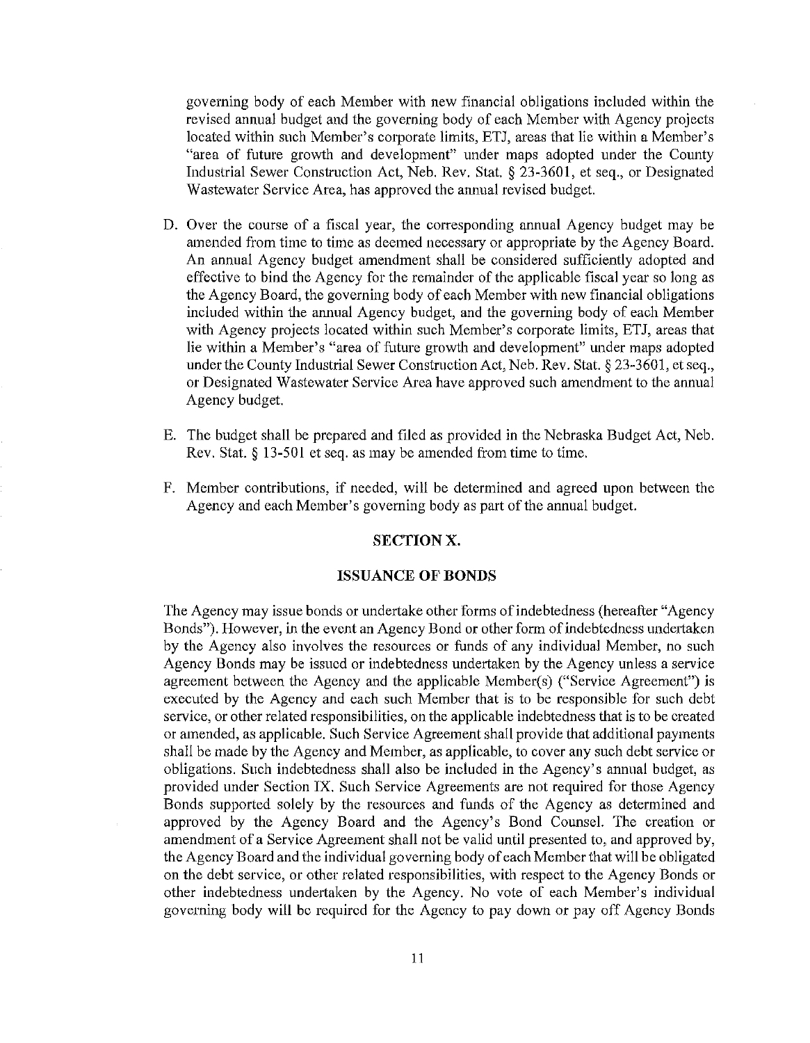governing body of each Member with new financial obligations included within the revised annual budget and the governing body of each Member with Agency projects located within such Member's corporate limits, ETJ, areas that lie within a Member's "area of future growth and development" under maps adopted under the County Industrial Sewer Construction Act, Neb. Rev. Stat. § 23-3601, et seq., or Designated Wastewater Service Area, has approved the annual revised budget.

D. Over the course of a fiscal year, the corresponding annual Agency budget may be amended from time to time as deemed necessary or appropriate by the Agency Board. An annual Agency budget amendment shall be considered sufficiently adopted and effective to bind the Agency for the remainder of the applicable fiscal year so long as the Agency Board, the governing body of each Member with new financial obligations included within the annual Agency budget, and the governing body of each Member with Agency projects located within such Member's corporate limits, ETJ, areas that lie within a Member's "area of future growth and development" under maps adopted under the County Industrial Sewer Construction Act, Neb. Rev. Stat. § 23-3601, et seq., or Designated Wastewater Service Area have approved such amendment to the annual Agency budget.

E. The budget shall be prepared and filed as provided in the Nebraska Budget Act, Neb. Rev. Stat. § 13-501 et seq. as may be amended from time to time.

F. Member contributions, if needed, will be determined and agreed upon between the Agency and each Member's governing body as part of the annual budget.

## SECTION X.

## ISSUANCE OF BONDS

The Agency may issue bonds or undertake other forms of indebtedness (hereafter "Agency Bonds"). However, in the event an Agency Bond or other form of indebtedness undertaken by the Agency also involves the resources or funds of any individual Member, no such Agency Bonds may be issued or indebtedness undertaken by the Agency unless a service agreement between the Agency and the applicable Member(s) ("Service Agreement") is executed by the Agency and each such Member that is to be responsible for such debt service, or other related responsibilities, on the applicable indebtedness that is to be created or amended, as applicable. Such Service Agreement shall provide that additional payments shall be made by the Agency and Member, as applicable, to cover any such debt service or obligations. Such indebtedness shall also be included in the Agency's annual budget, as provided under Section IX. Such Service Agreements are not required for those Agency Bonds supported solely by the resources and funds of the Agency as determined and approved by the Agency Board and the Agency's Bond Counsel. The creation or amendment of a Service Agreement shall not be valid until presented to, and approved by, the Agency Board and the individual governing body of each Member that will be obligated on the debt service, or other related responsibilities, with respect to the Agency Bonds or other indebtedness undertaken by the Agency. No vote of each Member's individual governing body will be required for the Agency to pay down or pay off Agency Bonds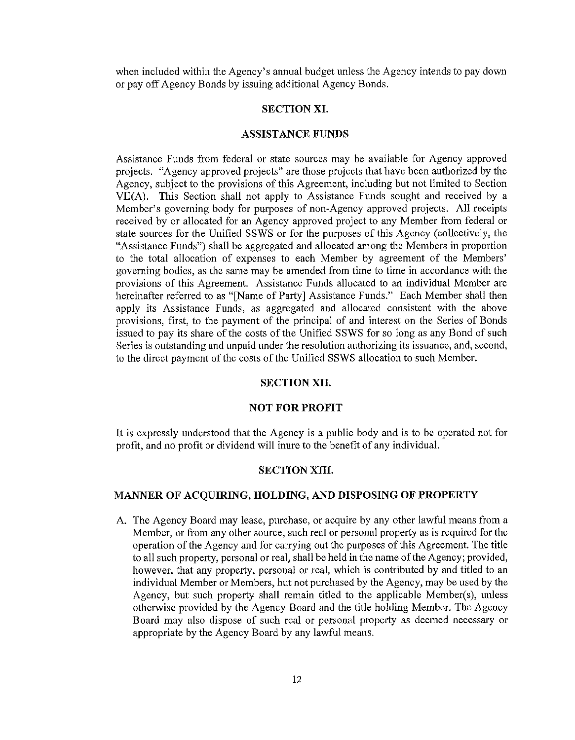when included within the Agency's annual budget unless the Agency intends to pay down or pay off Agency Bonds by issuing additional Agency Bonds.

## SECTION XI.

## ASSISTANCE FUNDS

Assistance Funds from federal or state sources may be available for Agency approved projects. "Agency approved projects" are those projects that have been authorized by the Agency, subject to the provisions of this Agreement, including but not limited to Section VII(A). This Section shall not apply to Assistance Funds sought and received by a Member's governing body for purposes of non-Agency approved projects. All receipts received by or allocated for an Agency approved project to any Member from federal or state sources for the Unified SSWS or for the purposes of this Agency (collectively, the "Assistance Funds") shall be aggregated and allocated among the Members in proportion to the total allocation of expenses to each Member by agreement of the Members' governing bodies, as the same may be amended from time to time in accordance with the provisions of this Agreement. Assistance Funds allocated to an individual Member are hereinafter referred to as "[Name of Party] Assistance Funds." Each Member shall then apply its Assistance Funds, as aggregated and allocated consistent with the above provisions, first, to the payment of the principal of and interest on the Series of Bonds issued to pay its share of the costs of the Unified SSWS for so long as any Bond of such Series is outstanding and unpaid under the resolution authorizing its issuance, and, second, to the direct payment of the costs of the Unified SSWS allocation to such Member.

## SECTION XII.

## NOT FOR PROFIT

It is expressly understood that the Agency is a public body and is to be operated not for profit, and no profit or dividend will inure to the benefit of any individual.

## SECTION XIII.

## MANNER OF ACQUIRING, HOLDING, AND DISPOSING OF PROPERTY

A. The Agency Board may lease, purchase, or acquire by any other lawful means from a Member, or from any other source, such real or personal property as is required for the operation of the Agency and for carrying out the purposes of this Agreement. The title to all such property, personal or real, shall be held in the name of the Agency; provided, however, that any property, personal or real, which is contributed by and titled to an individual Member or Members, but not purchased by the Agency, may be used by the Agency, but such property shall remain titled to the applicable Member(s), unless otherwise provided by the Agency Board and the title holding Member. The Agency Board may also dispose of such real or personal property as deemed necessary or appropriate by the Agency Board by any lawful means.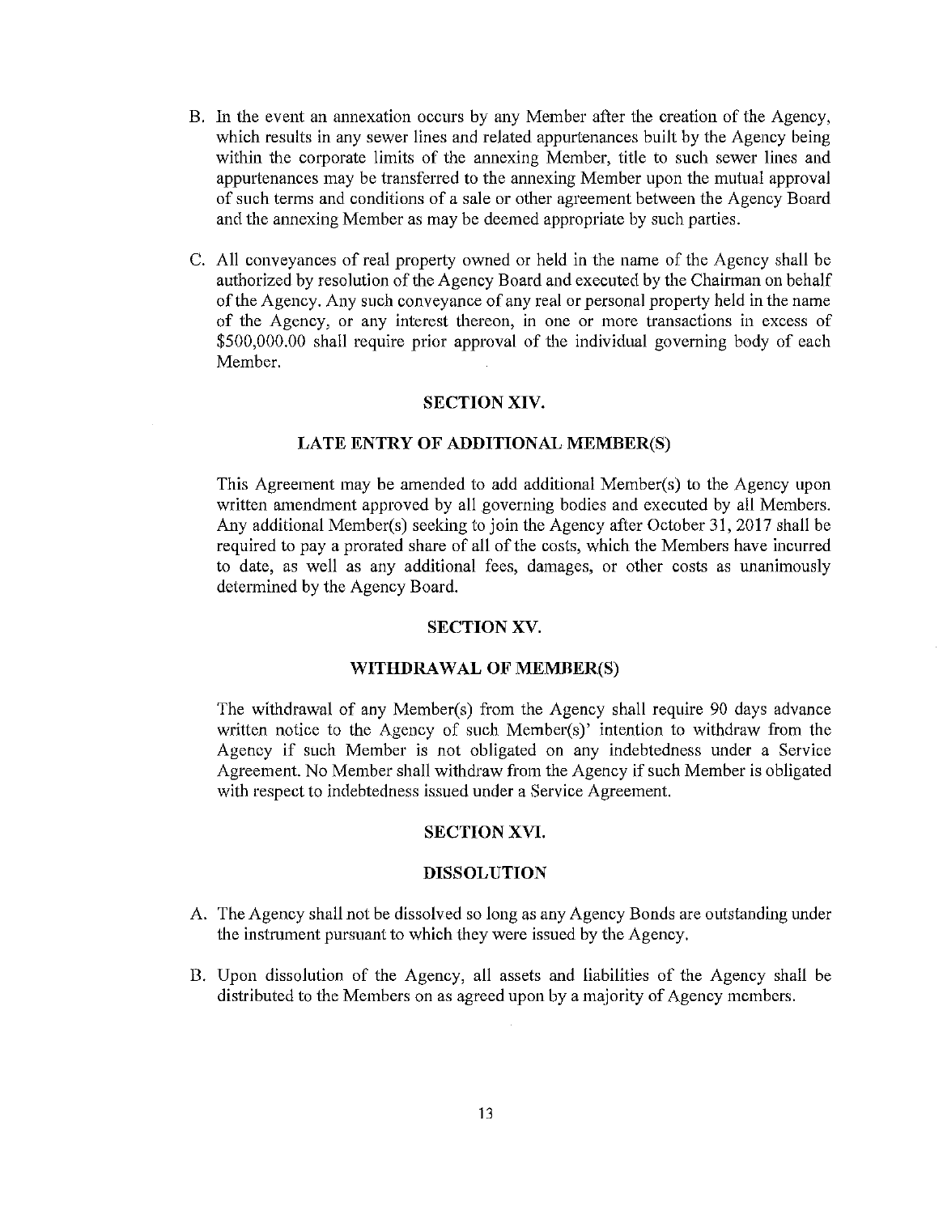B. In the event an annexation occurs by any Member after the creation of the Agency, which results in any sewer lines and related appurtenances built by the Agency being within the corporate limits of the annexing Member, title to such sewer lines and appurtenances may be transferred to the annexing Member upon the mutual approval of such terms and conditions of a sale or other agreement between the Agency Board and the annexing Member as may be deemed appropriate by such parties.

C. All conveyances of real property owned or held in the name of the Agency shall be authorized by resolution of the Agency Board and executed by the Chairman on behalf of the Agency. Any such conveyance of any real or personal property held in the name of the Agency, or any interest thereon, in one or more transactions in excess of $500,000.00 shall require prior approval of the individual governing body of each Member.

## SECTION XIV.

## LATE ENTRY OF ADDITIONAL MEMBER(S)

This Agreement may be amended to add additional Member(s) to the Agency upon written amendment approved by all governing bodies and executed by all Members. Any additional Member(s) seeking to join the Agency after October 31, 2017 shall be required to pay a prorated share of all of the costs, which the Members have incurred to date, as well as any additional fees, damages, or other costs as unanimously determined by the Agency Board.

## SECTION XV.

## WITHDRAWAL OF MEMBER(S)

The withdrawal of any Member(s) from the Agency shall require 90 days advance written notice to the Agency of such Member(s)' intention to withdraw from the Agency if such Member is not obligated on any indebtedness under a Service Agreement. No Member shall withdraw from the Agency if such Member is obligated with respect to indebtedness issued under a Service Agreement.

## SECTION XVI.

## DISSOLUTION

A. The Agency shall not be dissolved so long as any Agency Bonds are outstanding under the instrument pursuant to which they were issued by the Agency.

B. Upon dissolution of the Agency, all assets and liabilities of the Agency shall be distributed to the Members on as agreed upon by a majority of Agency members.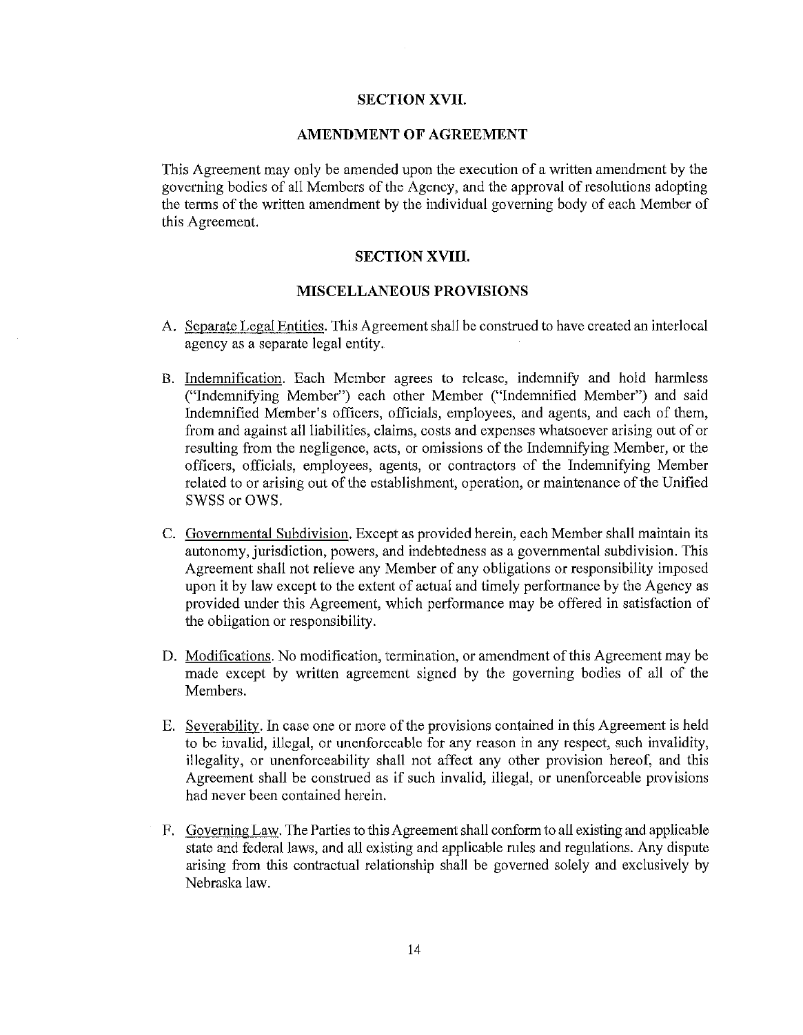## SECTION XVII.

## AMENDMENT OF AGREEMENT

This Agreement may only be amended upon the execution of a written amendment by the governing bodies of all Members of the Agency, and the approval of resolutions adopting the terms of the written amendment by the individual governing body of each Member of this Agreement.

## SECTION XVIII.

## MISCELLANEOUS PROVISIONS

A. Separate Legal Entities. This Agreement shall be construed to have created an interlocal agency as a separate legal entity.

B. Indemnification. Each Member agrees to release, indemnify and hold harmless ("Indemnifying Member") each other Member ("Indemnified Member") and said Indemnified Member's officers, officials, employees, and agents, and each of them, from and against all liabilities, claims, costs and expenses whatsoever arising out of or resulting from the negligence, acts, or omissions of the Indemnifying Member, or the officers, officials, employees, agents, or contractors of the Indemnifying Member related to or arising out of the establishment, operation, or maintenance of the Unified SWSS or OWS.

C. Governmental Subdivision. Except as provided herein, each Member shall maintain its autonomy, jurisdiction, powers, and indebtedness as a governmental subdivision. This Agreement shall not relieve any Member of any obligations or responsibility imposed upon it by law except to the extent of actual and timely performance by the Agency as provided under this Agreement, which performance may be offered in satisfaction of the obligation or responsibility.

D. Modifications. No modification, termination, or amendment of this Agreement may be made except by written agreement signed by the governing bodies of all of the Members.

E. Severability. In case one or more of the provisions contained in this Agreement is held to be invalid, illegal, or unenforceable for any reason in any respect, such invalidity, illegality, or unenforceability shall not affect any other provision hereof, and this Agreement shall be construed as if such invalid, illegal, or unenforceable provisions had never been contained herein.

F. Governing Law. The Parties to this Agreement shall conform to all existing and applicable state and federal laws, and all existing and applicable rules and regulations. Any dispute arising from this contractual relationship shall be governed solely and exclusively by Nebraska law.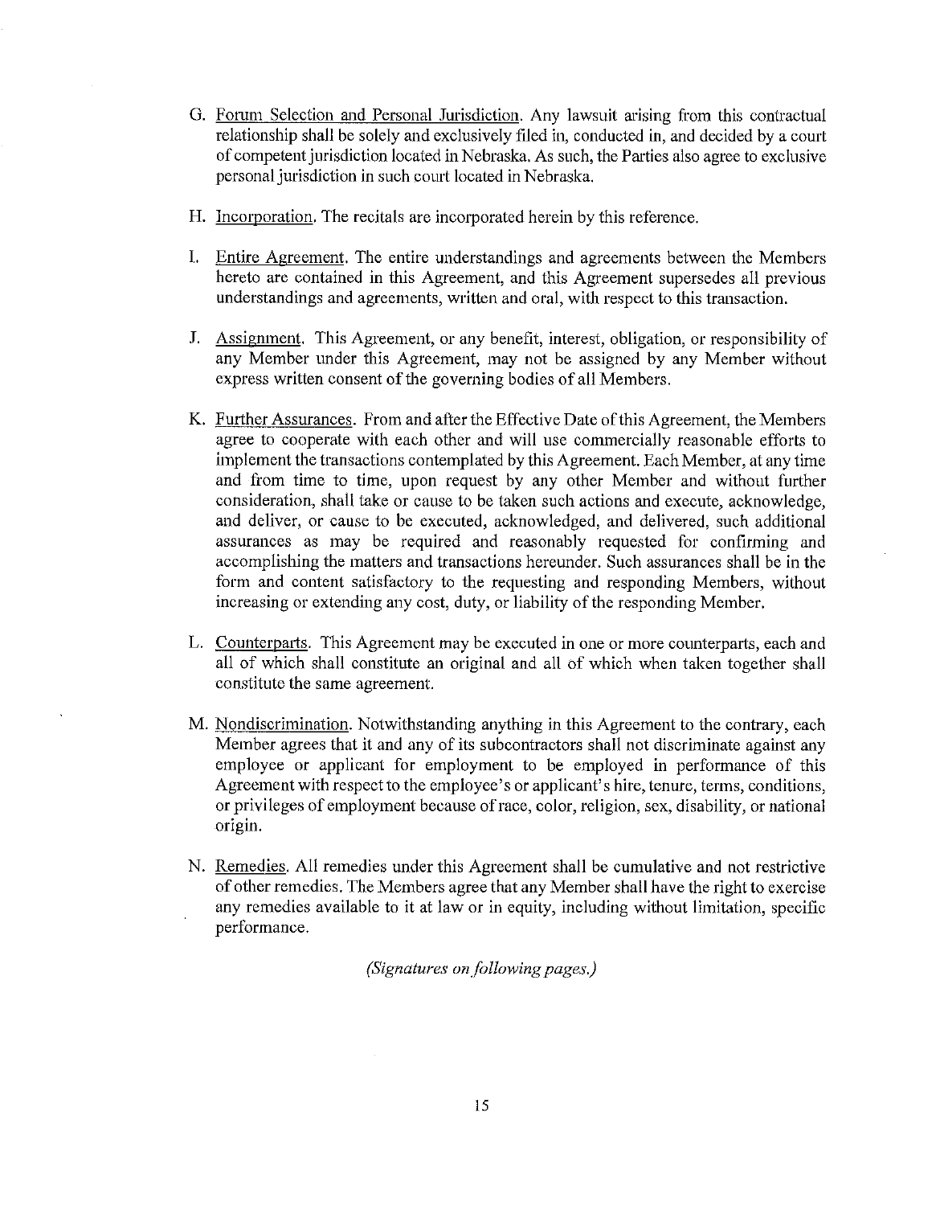G. Forum Selection and Personal Jurisdiction. Any lawsuit arising from this contractual relationship shall be solely and exclusively filed in, conducted in, and decided by a court of competent jurisdiction located in Nebraska. As such, the Parties also agree to exclusive personal jurisdiction in such court located in Nebraska.

H. Incorporation. The recitals are incorporated herein by this reference.

I. Entire Agreement. The entire understandings and agreements between the Members hereto are contained in this Agreement, and this Agreement supersedes all previous understandings and agreements, written and oral, with respect to this transaction.

J. Assignment. This Agreement, or any benefit, interest, obligation, or responsibility of any Member under this Agreement, may not be assigned by any Member without express written consent of the governing bodies of all Members.

K. Further Assurances. From and after the Effective Date of this Agreement, the Members agree to cooperate with each other and will use commercially reasonable efforts to implement the transactions contemplated by this Agreement. Each Member, at any time and from time to time, upon request by any other Member and without further consideration, shall take or cause to be taken such actions and execute, acknowledge, and deliver, or cause to be executed, acknowledged, and delivered, such additional assurances as may be required and reasonably requested for confirming and accomplishing the matters and transactions hereunder. Such assurances shall be in the form and content satisfactory to the requesting and responding Members, without increasing or extending any cost, duty, or liability of the responding Member.

L. Counterparts. This Agreement may be executed in one or more counterparts, each and all of which shall constitute an original and all of which when taken together shall constitute the same agreement.

M. Nondiscrimination. Notwithstanding anything in this Agreement to the contrary, each Member agrees that it and any of its subcontractors shall not discriminate against any employee or applicant for employment to be employed in performance of this Agreement with respect to the employee's or applicant's hire, tenure, terms, conditions, or privileges of employment because of race, color, religion, sex, disability, or national origin.

N. Remedies. All remedies under this Agreement shall be cumulative and not restrictive of other remedies. The Members agree that any Member shall have the right to exercise any remedies available to it at law or in equity, including without limitation, specific performance.

*(Signatures on following pages.)*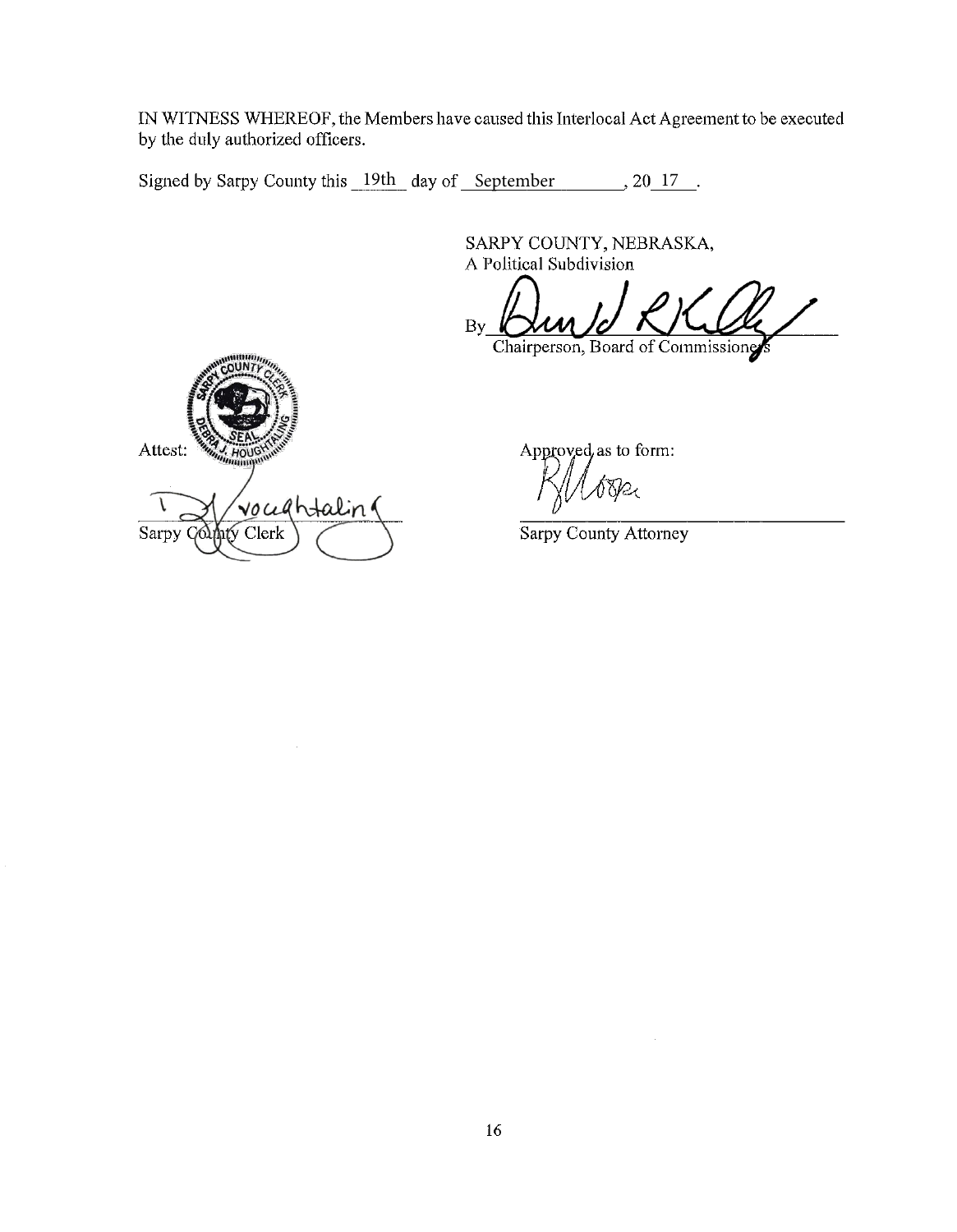IN WITNESS WHEREOF, the Members have caused this Interlocal Act Agreement to be executed by the duly authorized officers.

Signed by Sarpy County this 19th day of September, 20 17.

SARPY COUNTY, NEBRASKA,
A Political Subdivision

By ______________________________
Chairperson, Board of Commissioners

Attest:

______________________________
Sarpy County Clerk

Approved as to form:

______________________________
Sarpy County Attorney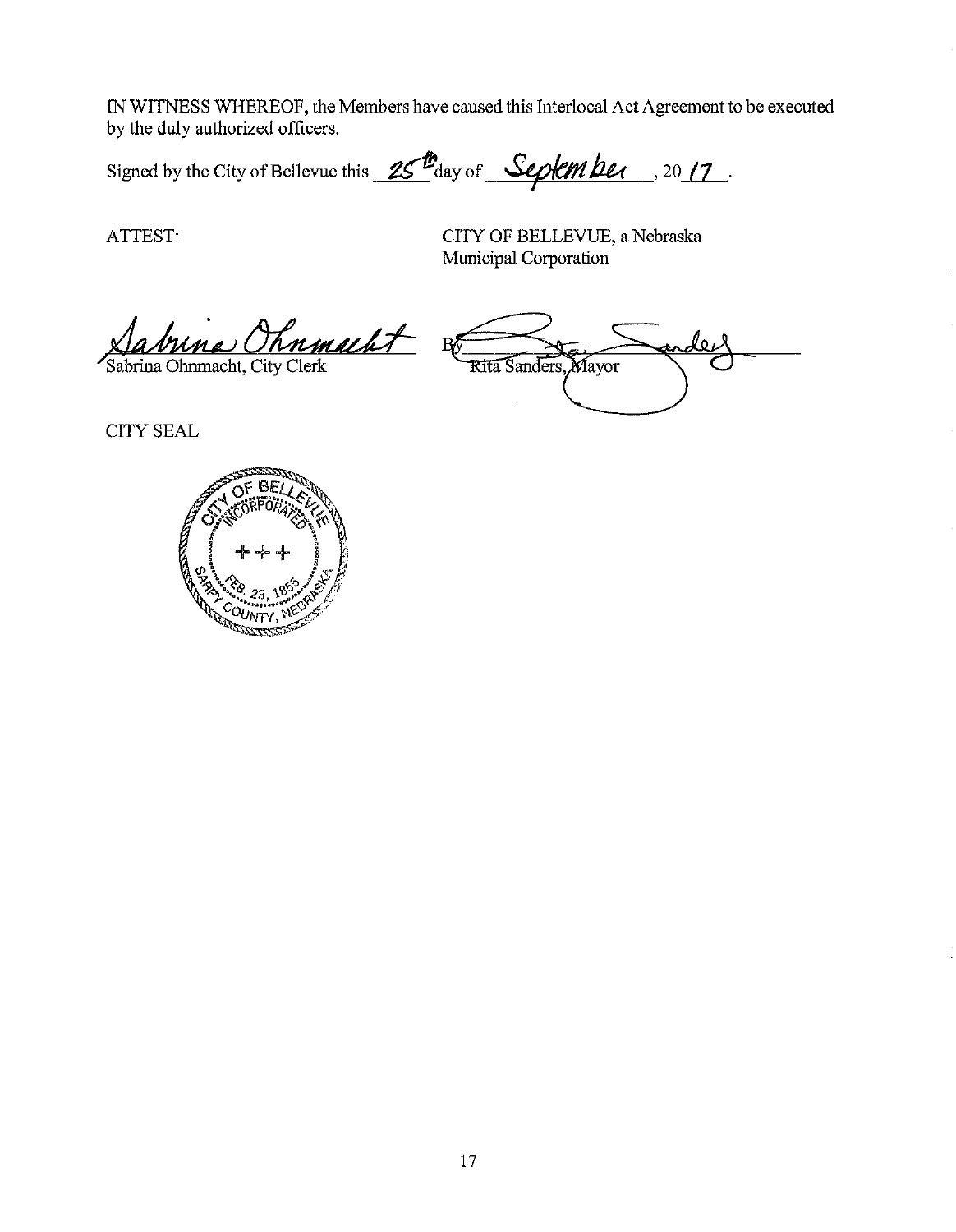IN WITNESS WHEREOF, the Members have caused this Interlocal Act Agreement to be executed by the duly authorized officers.

Signed by the City of Bellevue this 25th day of September, 2017.

ATTEST:

CITY OF BELLEVUE, a Nebraska Municipal Corporation

Sabrina Ohnmacht, City Clerk

By Rita Sanders, Mayor

CITY SEAL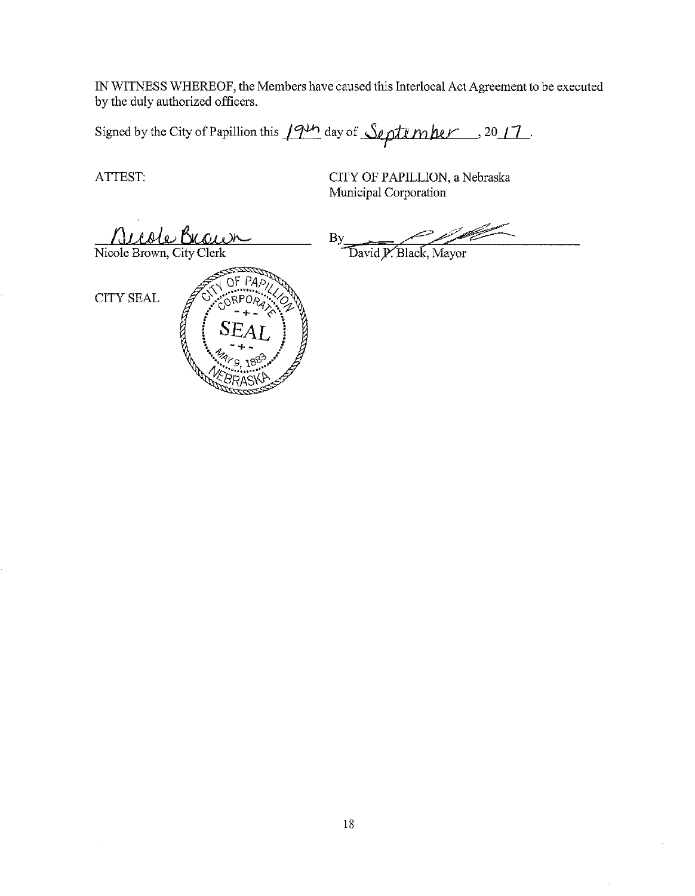IN WITNESS WHEREOF, the Members have caused this Interlocal Act Agreement to be executed by the duly authorized officers.

Signed by the City of Papillion this 19th day of September, 2017.

ATTEST:

CITY OF PAPILLION, a Nebraska Municipal Corporation

Nicole Brown
Nicole Brown, City Clerk

By
David P. Black, Mayor

CITY SEAL

CITY OF PAPILLION CORPORATE SEAL MAY 9, 1883 NEBRASKA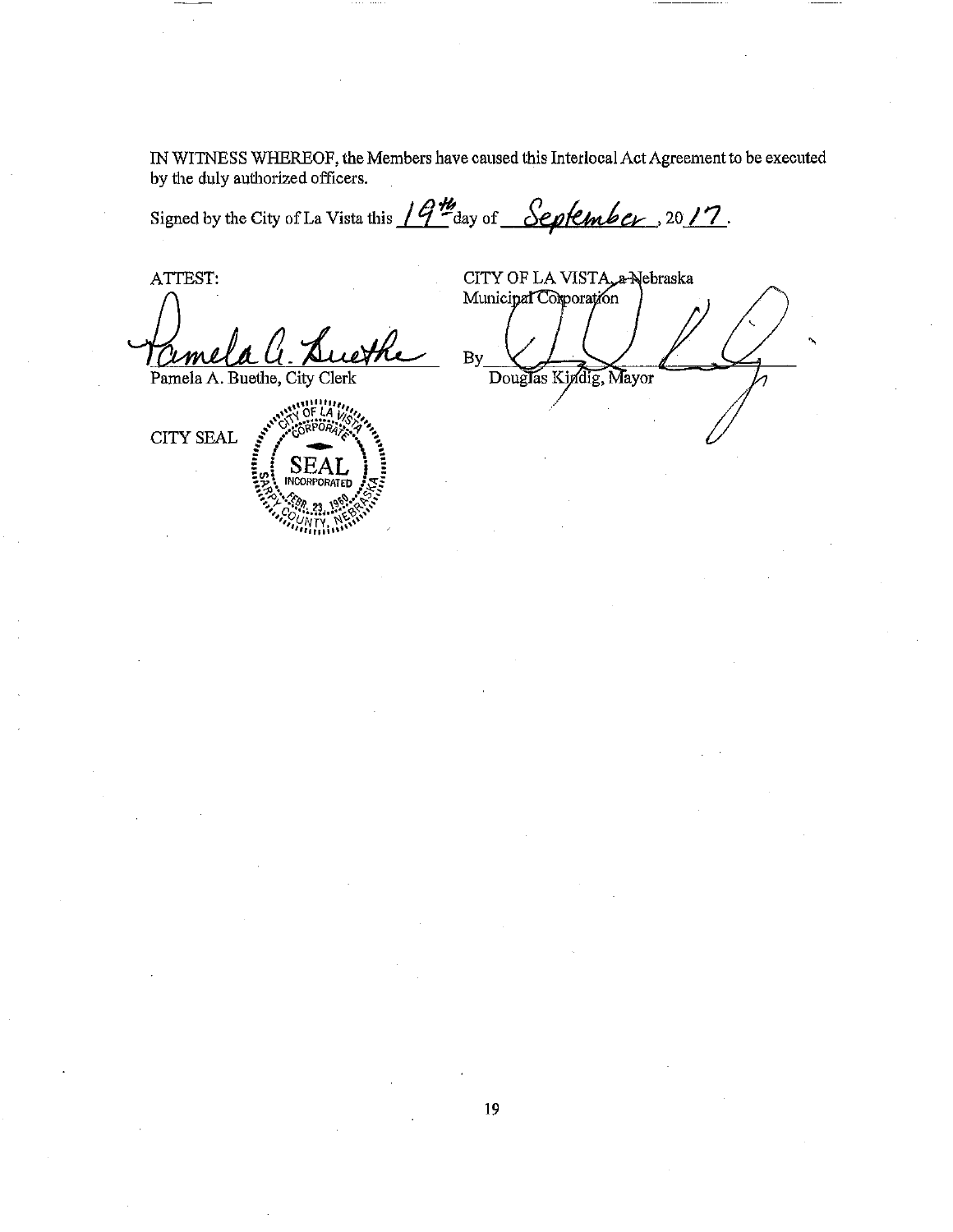IN WITNESS WHEREOF, the Members have caused this Interlocal Act Agreement to be executed by the duly authorized officers.

Signed by the City of La Vista this 19th day of September, 2017.

ATTEST:

Pamela A. Buethe, City Clerk

CITY SEAL

CITY OF LA VISTA, a Nebraska Municipal Corporation

By ______________________
Douglas Kindig, Mayor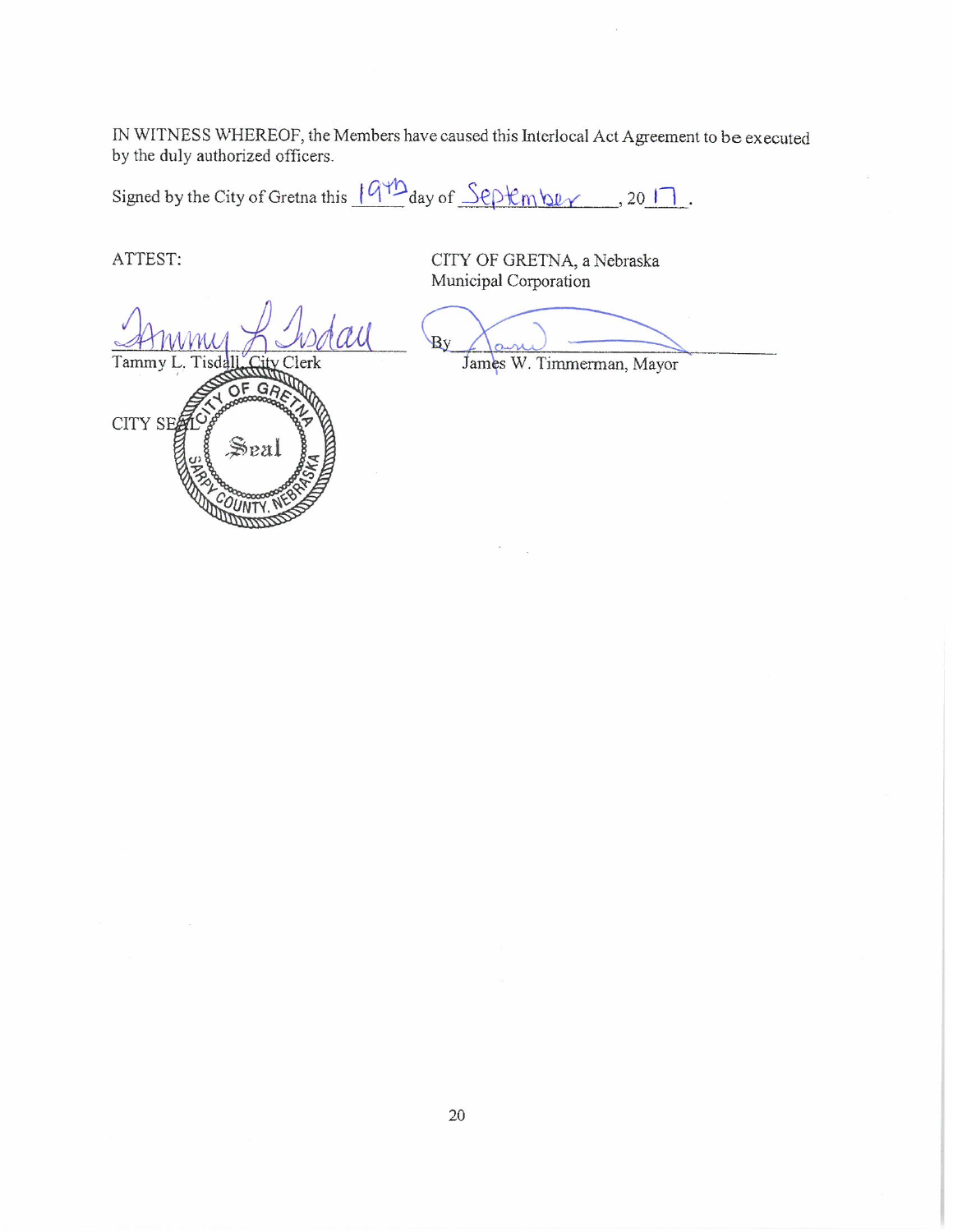IN WITNESS WHEREOF, the Members have caused this Interlocal Act Agreement to be executed by the duly authorized officers.

Signed by the City of Gretna this 19th day of September, 2017.

ATTEST:

Tammy L. Tisdall, City Clerk

CITY SEAL

CITY OF GRETNA, a Nebraska Municipal Corporation

By ______________________

James W. Timmerman, Mayor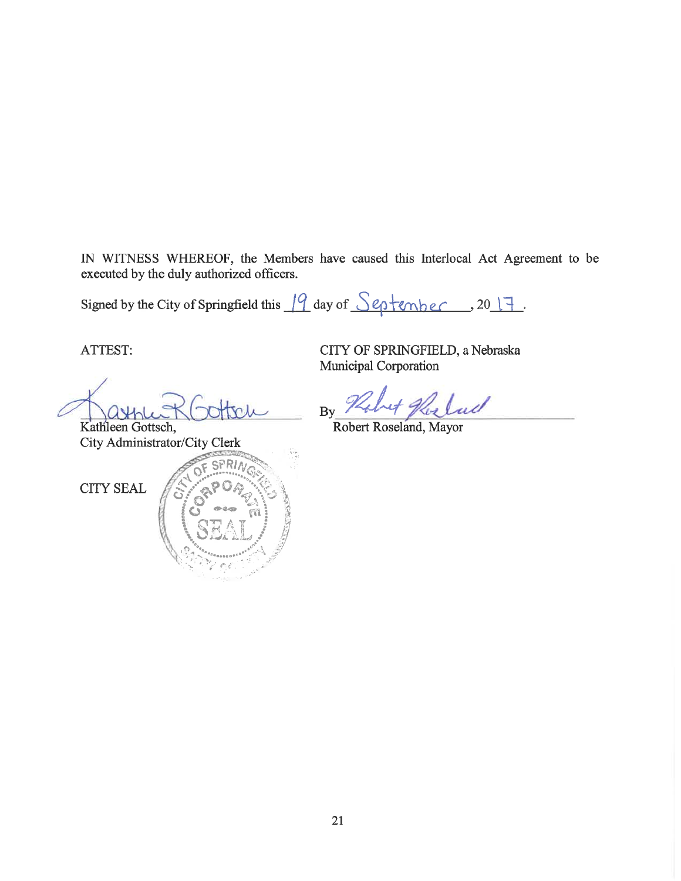IN WITNESS WHEREOF, the Members have caused this Interlocal Act Agreement to be executed by the duly authorized officers.

Signed by the City of Springfield this 19 day of September, 2017.

ATTEST:

Kathleen Gottsch,
City Administrator/City Clerk

CITY SEAL

CITY OF SPRINGFIELD, a Nebraska Municipal Corporation

By

Robert Roseland, Mayor